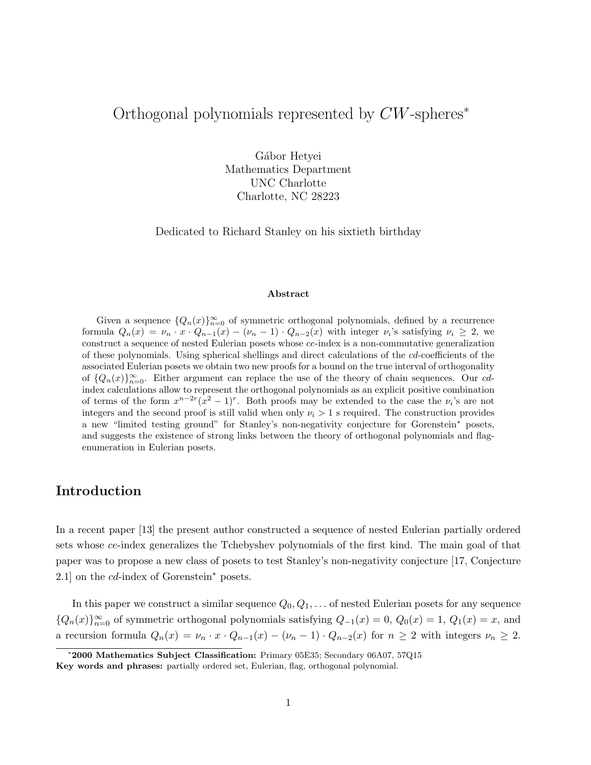# Orthogonal polynomials represented by $CW$-spheres*

Gábor Hetyei
Mathematics Department
UNC Charlotte
Charlotte, NC 28223

Dedicated to Richard Stanley on his sixtieth birthday

**Abstract**

Given a sequence $\{Q_n(x)\}_{n=0}^{\infty}$ of symmetric orthogonal polynomials, defined by a recurrence formula $Q_n(x) = \nu_n \cdot x \cdot Q_{n-1}(x) - (\nu_n - 1) \cdot Q_{n-2}(x)$ with integer $\nu_i$'s satisfying $\nu_i \geq 2$, we construct a sequence of nested Eulerian posets whose $ce$-index is a non-commutative generalization of these polynomials. Using spherical shellings and direct calculations of the $cd$-coefficients of the associated Eulerian posets we obtain two new proofs for a bound on the true interval of orthogonality of $\{Q_n(x)\}_{n=0}^{\infty}$. Either argument can replace the use of the theory of chain sequences. Our $cd$-index calculations allow to represent the orthogonal polynomials as an explicit positive combination of terms of the form $x^{n-2r}(x^2-1)^r$. Both proofs may be extended to the case the $\nu_i$'s are not integers and the second proof is still valid when only $\nu_i > 1$ s required. The construction provides a new "limited testing ground" for Stanley's non-negativity conjecture for Gorenstein* posets, and suggests the existence of strong links between the theory of orthogonal polynomials and flag-enumeration in Eulerian posets.

## Introduction

In a recent paper [13] the present author constructed a sequence of nested Eulerian partially ordered sets whose $ce$-index generalizes the Tchebyshev polynomials of the first kind. The main goal of that paper was to propose a new class of posets to test Stanley's non-negativity conjecture [17, Conjecture 2.1] on the $cd$-index of Gorenstein* posets.

In this paper we construct a similar sequence $Q_0, Q_1, \ldots$ of nested Eulerian posets for any sequence $\{Q_n(x)\}_{n=0}^{\infty}$ of symmetric orthogonal polynomials satisfying $Q_{-1}(x) = 0$, $Q_0(x) = 1$, $Q_1(x) = x$, and a recursion formula $Q_n(x) = \nu_n \cdot x \cdot Q_{n-1}(x) - (\nu_n - 1) \cdot Q_{n-2}(x)$ for $n \geq 2$ with integers $\nu_n \geq 2$.

---

*__2000 Mathematics Subject Classification:__ Primary 05E35; Secondary 06A07, 57Q15
**Key words and phrases:** partially ordered set, Eulerian, flag, orthogonal polynomial.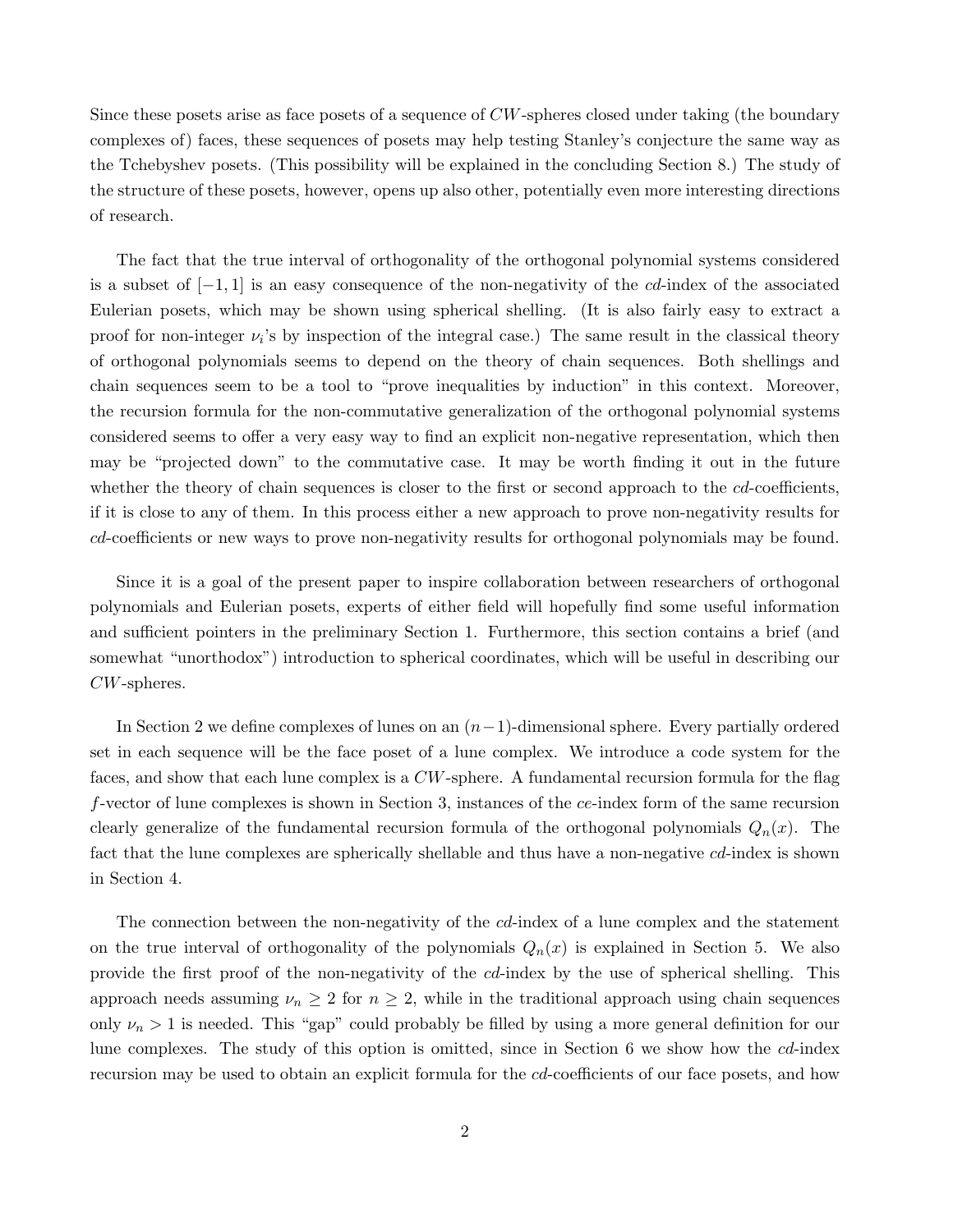Since these posets arise as face posets of a sequence of $CW$-spheres closed under taking (the boundary complexes of) faces, these sequences of posets may help testing Stanley's conjecture the same way as the Tchebyshev posets. (This possibility will be explained in the concluding Section 8.) The study of the structure of these posets, however, opens up also other, potentially even more interesting directions of research.

The fact that the true interval of orthogonality of the orthogonal polynomial systems considered is a subset of $[-1, 1]$ is an easy consequence of the non-negativity of the *cd*-index of the associated Eulerian posets, which may be shown using spherical shelling. (It is also fairly easy to extract a proof for non-integer $\nu_i$'s by inspection of the integral case.) The same result in the classical theory of orthogonal polynomials seems to depend on the theory of chain sequences. Both shellings and chain sequences seem to be a tool to "prove inequalities by induction" in this context. Moreover, the recursion formula for the non-commutative generalization of the orthogonal polynomial systems considered seems to offer a very easy way to find an explicit non-negative representation, which then may be "projected down" to the commutative case. It may be worth finding it out in the future whether the theory of chain sequences is closer to the first or second approach to the *cd*-coefficients, if it is close to any of them. In this process either a new approach to prove non-negativity results for *cd*-coefficients or new ways to prove non-negativity results for orthogonal polynomials may be found.

Since it is a goal of the present paper to inspire collaboration between researchers of orthogonal polynomials and Eulerian posets, experts of either field will hopefully find some useful information and sufficient pointers in the preliminary Section 1. Furthermore, this section contains a brief (and somewhat "unorthodox") introduction to spherical coordinates, which will be useful in describing our $CW$-spheres.

In Section 2 we define complexes of lunes on an $(n-1)$-dimensional sphere. Every partially ordered set in each sequence will be the face poset of a lune complex. We introduce a code system for the faces, and show that each lune complex is a $CW$-sphere. A fundamental recursion formula for the flag $f$-vector of lune complexes is shown in Section 3, instances of the *ce*-index form of the same recursion clearly generalize of the fundamental recursion formula of the orthogonal polynomials $Q_n(x)$. The fact that the lune complexes are spherically shellable and thus have a non-negative *cd*-index is shown in Section 4.

The connection between the non-negativity of the *cd*-index of a lune complex and the statement on the true interval of orthogonality of the polynomials $Q_n(x)$ is explained in Section 5. We also provide the first proof of the non-negativity of the *cd*-index by the use of spherical shelling. This approach needs assuming $\nu_n \geq 2$ for $n \geq 2$, while in the traditional approach using chain sequences only $\nu_n > 1$ is needed. This "gap" could probably be filled by using a more general definition for our lune complexes. The study of this option is omitted, since in Section 6 we show how the *cd*-index recursion may be used to obtain an explicit formula for the *cd*-coefficients of our face posets, and how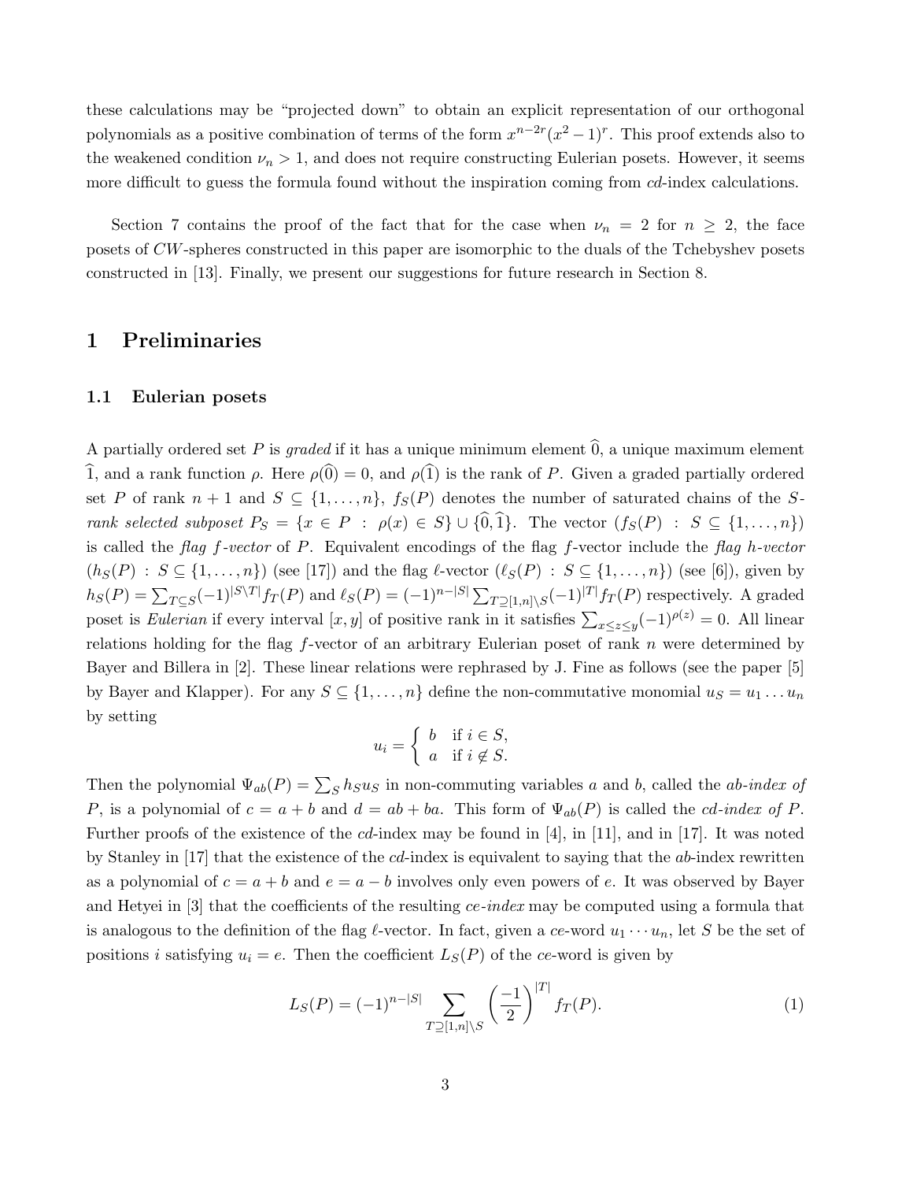these calculations may be "projected down" to obtain an explicit representation of our orthogonal polynomials as a positive combination of terms of the form $x^{n-2r}(x^2-1)^r$. This proof extends also to the weakened condition $\nu_n > 1$, and does not require constructing Eulerian posets. However, it seems more difficult to guess the formula found without the inspiration coming from *cd*-index calculations.

Section 7 contains the proof of the fact that for the case when $\nu_n = 2$ for $n \geq 2$, the face posets of *CW*-spheres constructed in this paper are isomorphic to the duals of the Tchebyshev posets constructed in [13]. Finally, we present our suggestions for future research in Section 8.

# 1 Preliminaries

## 1.1 Eulerian posets

A partially ordered set $P$ is *graded* if it has a unique minimum element $\widehat{0}$, a unique maximum element $\widehat{1}$, and a rank function $\rho$. Here $\rho(\widehat{0}) = 0$, and $\rho(\widehat{1})$ is the rank of $P$. Given a graded partially ordered set $P$ of rank $n+1$ and $S \subseteq \{1, \ldots, n\}$, $f_S(P)$ denotes the number of saturated chains of the $S$-*rank selected subposet* $P_S = \{x \in P : \rho(x) \in S\} \cup \{\widehat{0}, \widehat{1}\}$. The vector $(f_S(P) : S \subseteq \{1, \ldots, n\})$ is called the *flag $f$-vector* of $P$. Equivalent encodings of the flag $f$-vector include the *flag $h$-vector* $(h_S(P) : S \subseteq \{1, \ldots, n\})$ (see [17]) and the flag $\ell$-vector $(\ell_S(P) : S \subseteq \{1, \ldots, n\})$ (see [6]), given by $h_S(P) = \sum_{T \subseteq S} (-1)^{|S \setminus T|} f_T(P)$ and $\ell_S(P) = (-1)^{n-|S|} \sum_{T \supseteq [1,n] \setminus S} (-1)^{|T|} f_T(P)$ respectively. A graded poset is *Eulerian* if every interval $[x, y]$ of positive rank in it satisfies $\sum_{x \leq z \leq y} (-1)^{\rho(z)} = 0$. All linear relations holding for the flag $f$-vector of an arbitrary Eulerian poset of rank $n$ were determined by Bayer and Billera in [2]. These linear relations were rephrased by J. Fine as follows (see the paper [5] by Bayer and Klapper). For any $S \subseteq \{1, \ldots, n\}$ define the non-commutative monomial $u_S = u_1 \ldots u_n$ by setting

$$u_i = \begin{cases} b & \text{if } i \in S, \\ a & \text{if } i \notin S. \end{cases}$$

Then the polynomial $\Psi_{ab}(P) = \sum_S h_S u_S$ in non-commuting variables $a$ and $b$, called the *ab-index of* $P$, is a polynomial of $c = a + b$ and $d = ab + ba$. This form of $\Psi_{ab}(P)$ is called the *cd-index of* $P$. Further proofs of the existence of the *cd*-index may be found in [4], in [11], and in [17]. It was noted by Stanley in [17] that the existence of the *cd*-index is equivalent to saying that the *ab*-index rewritten as a polynomial of $c = a + b$ and $e = a - b$ involves only even powers of $e$. It was observed by Bayer and Hetyei in [3] that the coefficients of the resulting *ce-index* may be computed using a formula that is analogous to the definition of the flag $\ell$-vector. In fact, given a *ce*-word $u_1 \cdots u_n$, let $S$ be the set of positions $i$ satisfying $u_i = e$. Then the coefficient $L_S(P)$ of the *ce*-word is given by

$$L_S(P) = (-1)^{n-|S|} \sum_{T \supseteq [1,n] \setminus S} \left( \frac{-1}{2} \right)^{|T|} f_T(P). \tag{1}$$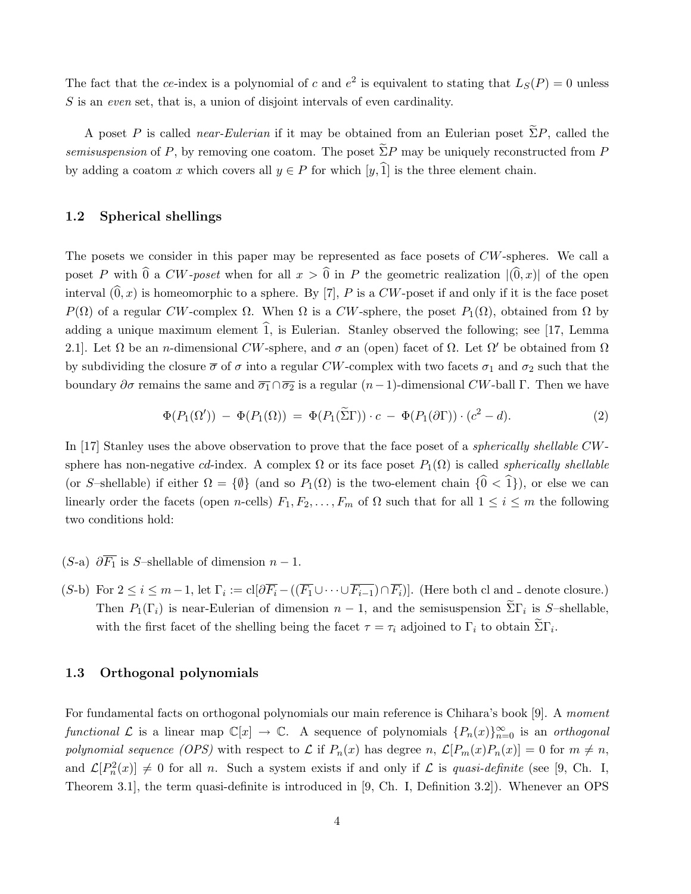The fact that the *ce*-index is a polynomial of $c$ and $e^2$ is equivalent to stating that $L_S(P) = 0$ unless $S$ is an *even* set, that is, a union of disjoint intervals of even cardinality.

A poset $P$ is called *near-Eulerian* if it may be obtained from an Eulerian poset $\widetilde{\Sigma}P$, called the *semisuspension* of $P$, by removing one coatom. The poset $\widetilde{\Sigma}P$ may be uniquely reconstructed from $P$ by adding a coatom $x$ which covers all $y \in P$ for which $[y, \widehat{1}]$ is the three element chain.

### 1.2 Spherical shellings

The posets we consider in this paper may be represented as face posets of $CW$-spheres. We call a poset $P$ with $\widehat{0}$ a *$CW$-poset* when for all $x > \widehat{0}$ in $P$ the geometric realization $|(\widehat{0}, x)|$ of the open interval $(\widehat{0}, x)$ is homeomorphic to a sphere. By [7], $P$ is a $CW$-poset if and only if it is the face poset $P(\Omega)$ of a regular $CW$-complex $\Omega$. When $\Omega$ is a $CW$-sphere, the poset $P_1(\Omega)$, obtained from $\Omega$ by adding a unique maximum element $\widehat{1}$, is Eulerian. Stanley observed the following; see [17, Lemma 2.1]. Let $\Omega$ be an $n$-dimensional $CW$-sphere, and $\sigma$ an (open) facet of $\Omega$. Let $\Omega'$ be obtained from $\Omega$ by subdividing the closure $\overline{\sigma}$ of $\sigma$ into a regular $CW$-complex with two facets $\sigma_1$ and $\sigma_2$ such that the boundary $\partial\sigma$ remains the same and $\overline{\sigma_1} \cap \overline{\sigma_2}$ is a regular $(n-1)$-dimensional $CW$-ball $\Gamma$. Then we have

$$\Phi(P_1(\Omega')) \;-\; \Phi(P_1(\Omega)) \;=\; \Phi(P_1(\widetilde{\Sigma}\Gamma)) \cdot c \;-\; \Phi(P_1(\partial\Gamma)) \cdot (c^2 - d). \tag{2}$$

In [17] Stanley uses the above observation to prove that the face poset of a *spherically shellable* $CW$-sphere has non-negative *cd*-index. A complex $\Omega$ or its face poset $P_1(\Omega)$ is called *spherically shellable* (or $S$–shellable) if either $\Omega = \{\emptyset\}$ (and so $P_1(\Omega)$ is the two-element chain $\{\widehat{0} < \widehat{1}\}$), or else we can linearly order the facets (open $n$-cells) $F_1, F_2, \ldots, F_m$ of $\Omega$ such that for all $1 \le i \le m$ the following two conditions hold:

($S$-a) $\partial\overline{F_1}$ is $S$–shellable of dimension $n-1$.

($S$-b) For $2 \le i \le m-1$, let $\Gamma_i := \mathrm{cl}[\partial\overline{F_i} - ((\overline{F_1} \cup \cdots \cup \overline{F_{i-1}}) \cap \overline{F_i})]$. (Here both cl and $\overline{\phantom{x}}$ denote closure.) Then $P_1(\Gamma_i)$ is near-Eulerian of dimension $n-1$, and the semisuspension $\widetilde{\Sigma}\Gamma_i$ is $S$–shellable, with the first facet of the shelling being the facet $\tau = \tau_i$ adjoined to $\Gamma_i$ to obtain $\widetilde{\Sigma}\Gamma_i$.

### 1.3 Orthogonal polynomials

For fundamental facts on orthogonal polynomials our main reference is Chihara's book [9]. A *moment functional* $\mathcal{L}$ is a linear map $\mathbb{C}[x] \to \mathbb{C}$. A sequence of polynomials $\{P_n(x)\}_{n=0}^{\infty}$ is an *orthogonal polynomial sequence (OPS)* with respect to $\mathcal{L}$ if $P_n(x)$ has degree $n$, $\mathcal{L}[P_m(x)P_n(x)] = 0$ for $m \ne n$, and $\mathcal{L}[P_n^2(x)] \ne 0$ for all $n$. Such a system exists if and only if $\mathcal{L}$ is *quasi-definite* (see [9, Ch. I, Theorem 3.1], the term quasi-definite is introduced in [9, Ch. I, Definition 3.2]). Whenever an OPS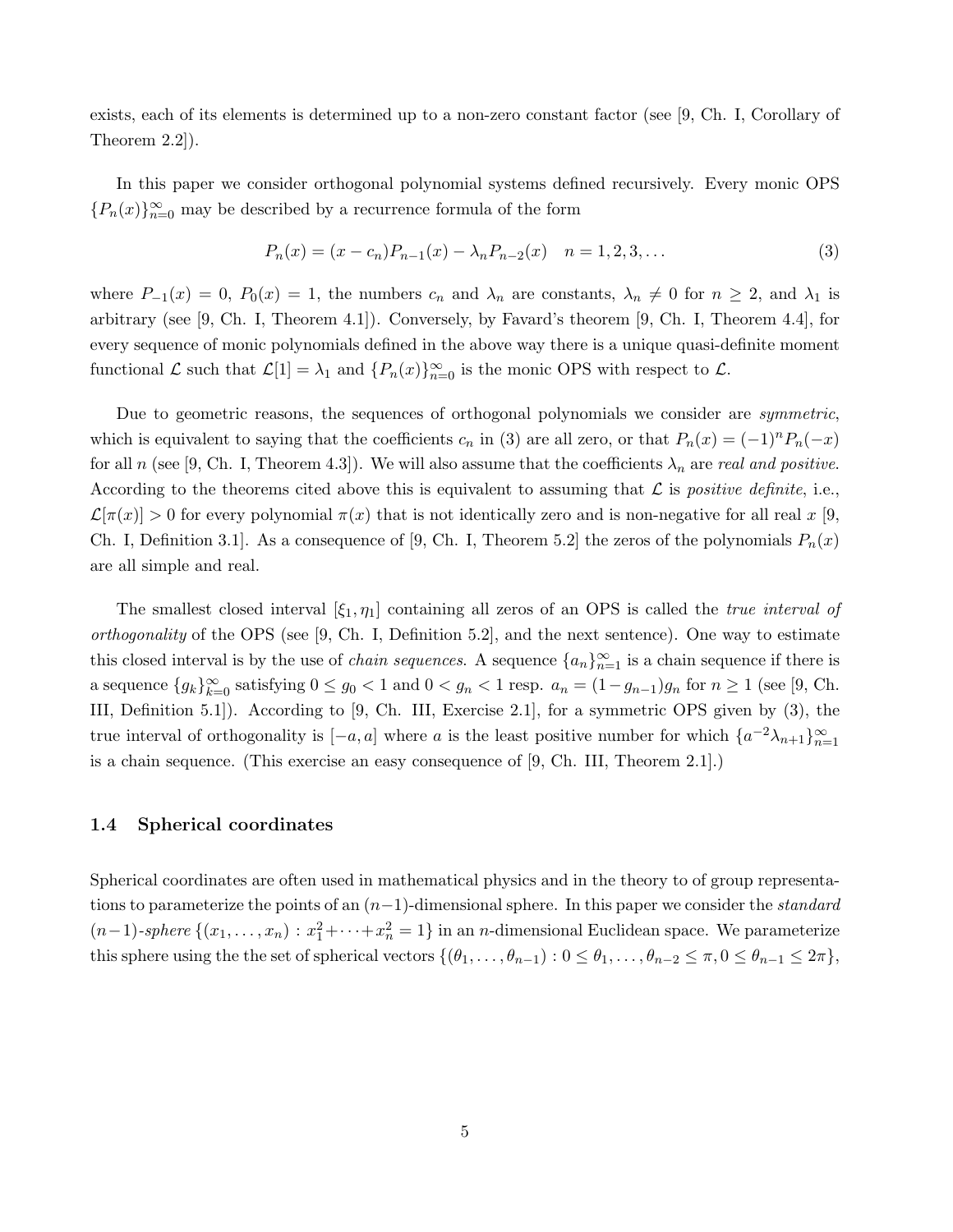exists, each of its elements is determined up to a non-zero constant factor (see [9, Ch. I, Corollary of Theorem 2.2]).

In this paper we consider orthogonal polynomial systems defined recursively. Every monic OPS $\{P_n(x)\}_{n=0}^{\infty}$ may be described by a recurrence formula of the form

$$P_n(x) = (x - c_n)P_{n-1}(x) - \lambda_n P_{n-2}(x) \quad n = 1, 2, 3, \ldots \tag{3}$$

where $P_{-1}(x) = 0$, $P_0(x) = 1$, the numbers $c_n$ and $\lambda_n$ are constants, $\lambda_n \neq 0$ for $n \geq 2$, and $\lambda_1$ is arbitrary (see [9, Ch. I, Theorem 4.1]). Conversely, by Favard's theorem [9, Ch. I, Theorem 4.4], for every sequence of monic polynomials defined in the above way there is a unique quasi-definite moment functional $\mathcal{L}$ such that $\mathcal{L}[1] = \lambda_1$ and $\{P_n(x)\}_{n=0}^{\infty}$ is the monic OPS with respect to $\mathcal{L}$.

Due to geometric reasons, the sequences of orthogonal polynomials we consider are *symmetric*, which is equivalent to saying that the coefficients $c_n$ in (3) are all zero, or that $P_n(x) = (-1)^n P_n(-x)$ for all $n$ (see [9, Ch. I, Theorem 4.3]). We will also assume that the coefficients $\lambda_n$ are *real and positive*. According to the theorems cited above this is equivalent to assuming that $\mathcal{L}$ is *positive definite*, i.e., $\mathcal{L}[\pi(x)] > 0$ for every polynomial $\pi(x)$ that is not identically zero and is non-negative for all real $x$ [9, Ch. I, Definition 3.1]. As a consequence of [9, Ch. I, Theorem 5.2] the zeros of the polynomials $P_n(x)$ are all simple and real.

The smallest closed interval $[\xi_1, \eta_1]$ containing all zeros of an OPS is called the *true interval of orthogonality* of the OPS (see [9, Ch. I, Definition 5.2], and the next sentence). One way to estimate this closed interval is by the use of *chain sequences*. A sequence $\{a_n\}_{n=1}^{\infty}$ is a chain sequence if there is a sequence $\{g_k\}_{k=0}^{\infty}$ satisfying $0 \leq g_0 < 1$ and $0 < g_n < 1$ resp. $a_n = (1 - g_{n-1})g_n$ for $n \geq 1$ (see [9, Ch. III, Definition 5.1]). According to [9, Ch. III, Exercise 2.1], for a symmetric OPS given by (3), the true interval of orthogonality is $[-a, a]$ where $a$ is the least positive number for which $\{a^{-2}\lambda_{n+1}\}_{n=1}^{\infty}$ is a chain sequence. (This exercise an easy consequence of [9, Ch. III, Theorem 2.1].)

### 1.4 Spherical coordinates

Spherical coordinates are often used in mathematical physics and in the theory to of group representations to parameterize the points of an $(n-1)$-dimensional sphere. In this paper we consider the *standard* $(n-1)$-*sphere* $\{(x_1, \ldots, x_n) : x_1^2 + \cdots + x_n^2 = 1\}$ in an $n$-dimensional Euclidean space. We parameterize this sphere using the the set of spherical vectors $\{(\theta_1, \ldots, \theta_{n-1}) : 0 \leq \theta_1, \ldots, \theta_{n-2} \leq \pi, 0 \leq \theta_{n-1} \leq 2\pi\}$,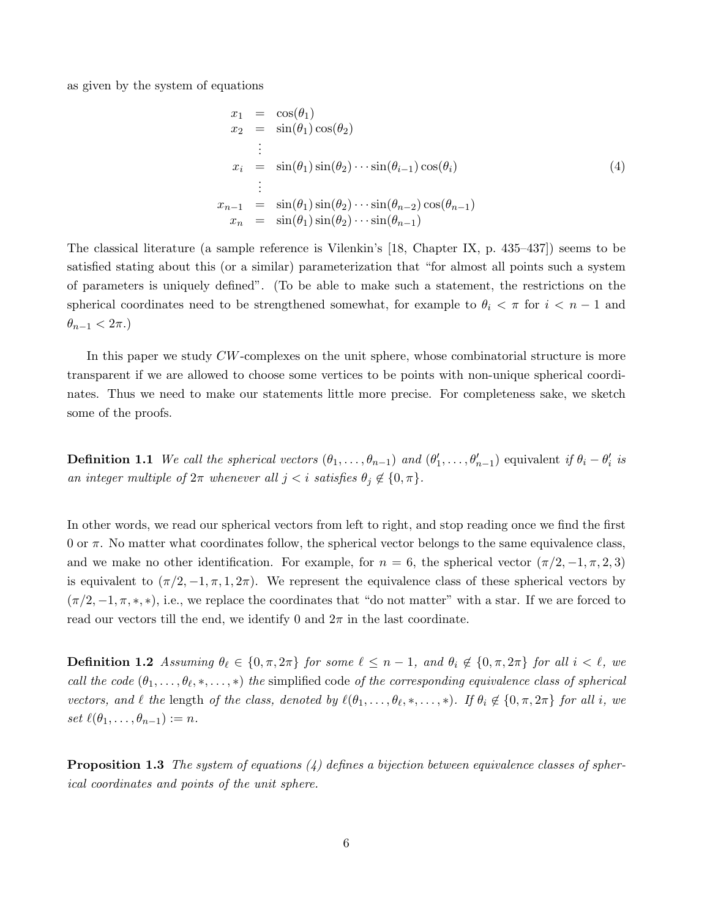as given by the system of equations

$$
\begin{array}{rcl}
x_1 & = & \cos(\theta_1) \\
x_2 & = & \sin(\theta_1)\cos(\theta_2) \\
 & \vdots & \\
x_i & = & \sin(\theta_1)\sin(\theta_2)\cdots\sin(\theta_{i-1})\cos(\theta_i) \\
 & \vdots & \\
x_{n-1} & = & \sin(\theta_1)\sin(\theta_2)\cdots\sin(\theta_{n-2})\cos(\theta_{n-1}) \\
x_n & = & \sin(\theta_1)\sin(\theta_2)\cdots\sin(\theta_{n-1})
\end{array}
\tag{4}
$$

The classical literature (a sample reference is Vilenkin's [18, Chapter IX, p. 435–437]) seems to be satisfied stating about this (or a similar) parameterization that "for almost all points such a system of parameters is uniquely defined". (To be able to make such a statement, the restrictions on the spherical coordinates need to be strengthened somewhat, for example to $\theta_i < \pi$ for $i < n-1$ and $\theta_{n-1} < 2\pi$.)

In this paper we study $CW$-complexes on the unit sphere, whose combinatorial structure is more transparent if we are allowed to choose some vertices to be points with non-unique spherical coordinates. Thus we need to make our statements little more precise. For completeness sake, we sketch some of the proofs.

**Definition 1.1** *We call the spherical vectors $(\theta_1, \ldots, \theta_{n-1})$ and $(\theta'_1, \ldots, \theta'_{n-1})$* equivalent *if $\theta_i - \theta'_i$ is an integer multiple of $2\pi$ whenever all $j < i$ satisfies $\theta_j \notin \{0, \pi\}$.*

In other words, we read our spherical vectors from left to right, and stop reading once we find the first 0 or $\pi$. No matter what coordinates follow, the spherical vector belongs to the same equivalence class, and we make no other identification. For example, for $n = 6$, the spherical vector $(\pi/2, -1, \pi, 2, 3)$ is equivalent to $(\pi/2, -1, \pi, 1, 2\pi)$. We represent the equivalence class of these spherical vectors by $(\pi/2, -1, \pi, *, *)$, i.e., we replace the coordinates that "do not matter" with a star. If we are forced to read our vectors till the end, we identify 0 and $2\pi$ in the last coordinate.

**Definition 1.2** *Assuming $\theta_\ell \in \{0, \pi, 2\pi\}$ for some $\ell \leq n-1$, and $\theta_i \notin \{0, \pi, 2\pi\}$ for all $i < \ell$, we call the code $(\theta_1, \ldots, \theta_\ell, *, \ldots, *)$ the* simplified code *of the corresponding equivalence class of spherical vectors, and $\ell$ the* length *of the class, denoted by $\ell(\theta_1, \ldots, \theta_\ell, *, \ldots, *)$. If $\theta_i \notin \{0, \pi, 2\pi\}$ for all $i$, we set $\ell(\theta_1, \ldots, \theta_{n-1}) := n$.*

**Proposition 1.3** *The system of equations (4) defines a bijection between equivalence classes of spherical coordinates and points of the unit sphere.*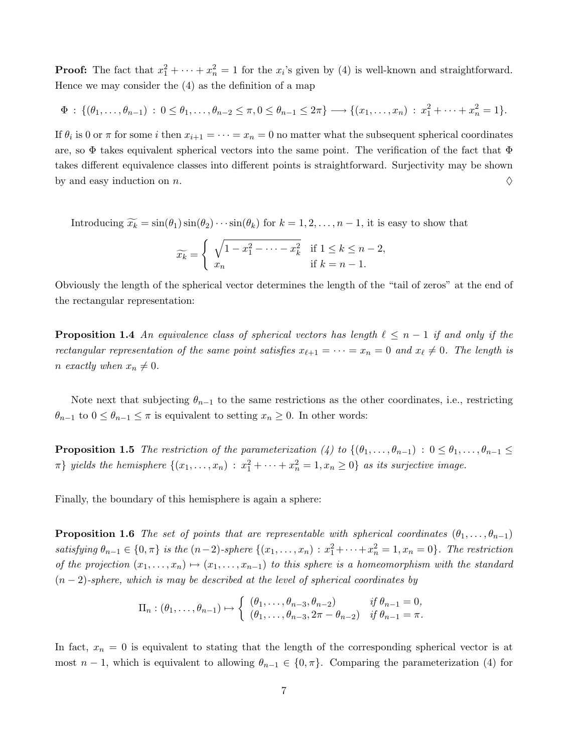**Proof:** The fact that $x_1^2 + \cdots + x_n^2 = 1$ for the $x_i$'s given by (4) is well-known and straightforward. Hence we may consider the (4) as the definition of a map

$$\Phi \, : \, \{(\theta_1, \ldots, \theta_{n-1}) \, : \, 0 \leq \theta_1, \ldots, \theta_{n-2} \leq \pi, 0 \leq \theta_{n-1} \leq 2\pi\} \longrightarrow \{(x_1, \ldots, x_n) \, : \, x_1^2 + \cdots + x_n^2 = 1\}.$$

If $\theta_i$ is 0 or $\pi$ for some $i$ then $x_{i+1} = \cdots = x_n = 0$ no matter what the subsequent spherical coordinates are, so $\Phi$ takes equivalent spherical vectors into the same point. The verification of the fact that $\Phi$ takes different equivalence classes into different points is straightforward. Surjectivity may be shown by and easy induction on $n$. $\Diamond$

Introducing $\widetilde{x_k} = \sin(\theta_1)\sin(\theta_2)\cdots\sin(\theta_k)$ for $k = 1, 2, \ldots, n-1$, it is easy to show that

$$\widetilde{x_k} = \begin{cases} \sqrt{1 - x_1^2 - \cdots - x_k^2} & \text{if } 1 \leq k \leq n-2, \\ x_n & \text{if } k = n-1. \end{cases}$$

Obviously the length of the spherical vector determines the length of the "tail of zeros" at the end of the rectangular representation:

**Proposition 1.4** *An equivalence class of spherical vectors has length $\ell \leq n-1$ if and only if the rectangular representation of the same point satisfies $x_{\ell+1} = \cdots = x_n = 0$ and $x_\ell \neq 0$. The length is $n$ exactly when $x_n \neq 0$.*

Note next that subjecting $\theta_{n-1}$ to the same restrictions as the other coordinates, i.e., restricting $\theta_{n-1}$ to $0 \leq \theta_{n-1} \leq \pi$ is equivalent to setting $x_n \geq 0$. In other words:

**Proposition 1.5** *The restriction of the parameterization (4) to $\{(\theta_1, \ldots, \theta_{n-1}) \, : \, 0 \leq \theta_1, \ldots, \theta_{n-1} \leq \pi\}$ yields the hemisphere $\{(x_1, \ldots, x_n) \, : \, x_1^2 + \cdots + x_n^2 = 1, x_n \geq 0\}$ as its surjective image.*

Finally, the boundary of this hemisphere is again a sphere:

**Proposition 1.6** *The set of points that are representable with spherical coordinates $(\theta_1, \ldots, \theta_{n-1})$ satisfying $\theta_{n-1} \in \{0, \pi\}$ is the $(n-2)$-sphere $\{(x_1, \ldots, x_n) \, : \, x_1^2 + \cdots + x_n^2 = 1, x_n = 0\}$. The restriction of the projection $(x_1, \ldots, x_n) \mapsto (x_1, \ldots, x_{n-1})$ to this sphere is a homeomorphism with the standard $(n-2)$-sphere, which is may be described at the level of spherical coordinates by*

$$\Pi_n : (\theta_1, \ldots, \theta_{n-1}) \mapsto \begin{cases} (\theta_1, \ldots, \theta_{n-3}, \theta_{n-2}) & \text{if } \theta_{n-1} = 0, \\ (\theta_1, \ldots, \theta_{n-3}, 2\pi - \theta_{n-2}) & \text{if } \theta_{n-1} = \pi. \end{cases}$$

In fact, $x_n = 0$ is equivalent to stating that the length of the corresponding spherical vector is at most $n-1$, which is equivalent to allowing $\theta_{n-1} \in \{0, \pi\}$. Comparing the parameterization (4) for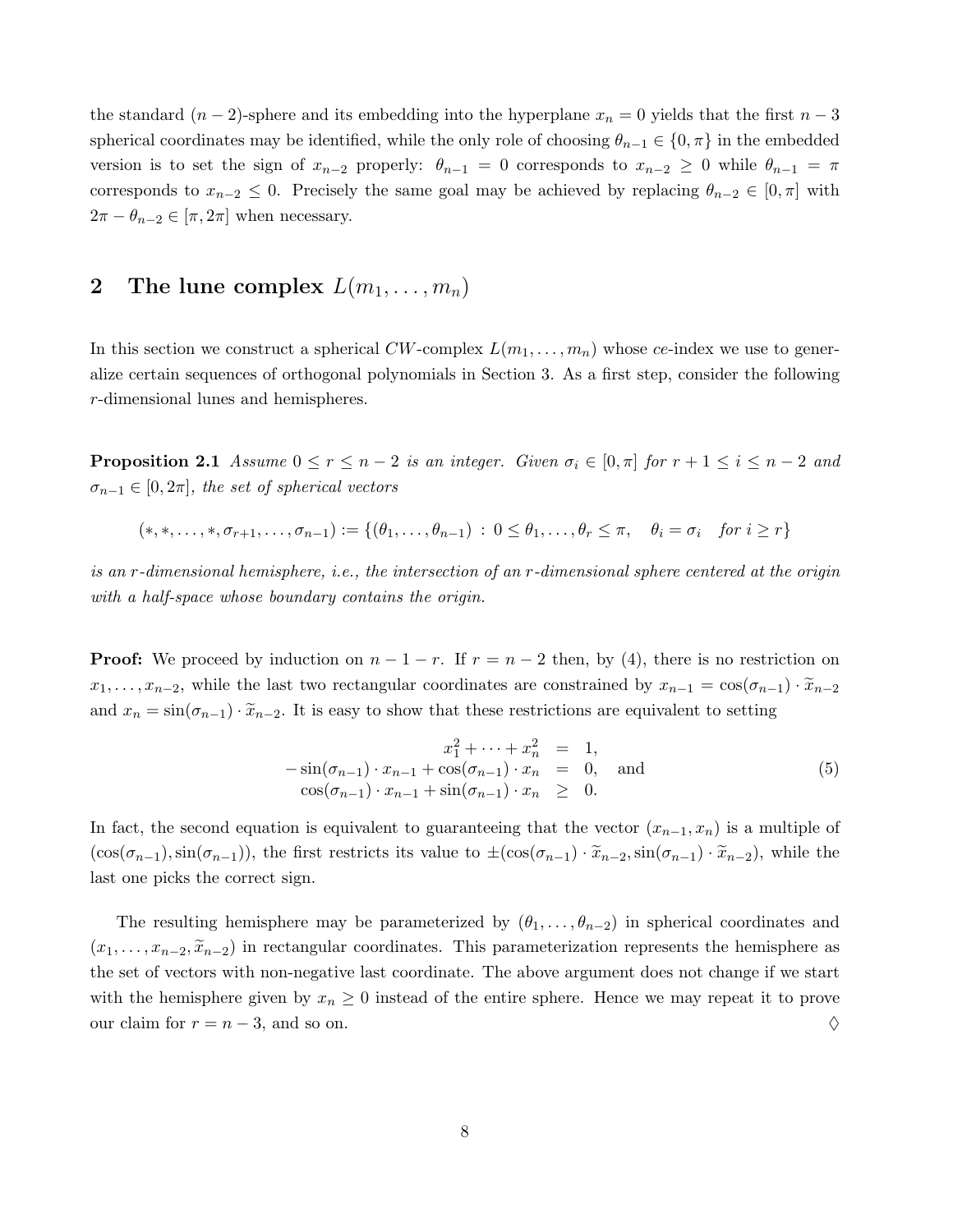the standard $(n-2)$-sphere and its embedding into the hyperplane $x_n = 0$ yields that the first $n-3$ spherical coordinates may be identified, while the only role of choosing $\theta_{n-1} \in \{0, \pi\}$ in the embedded version is to set the sign of $x_{n-2}$ properly: $\theta_{n-1} = 0$ corresponds to $x_{n-2} \geq 0$ while $\theta_{n-1} = \pi$ corresponds to $x_{n-2} \leq 0$. Precisely the same goal may be achieved by replacing $\theta_{n-2} \in [0, \pi]$ with $2\pi - \theta_{n-2} \in [\pi, 2\pi]$ when necessary.

## 2 The lune complex $L(m_1, \ldots, m_n)$

In this section we construct a spherical $CW$-complex $L(m_1, \ldots, m_n)$ whose $ce$-index we use to generalize certain sequences of orthogonal polynomials in Section 3. As a first step, consider the following $r$-dimensional lunes and hemispheres.

**Proposition 2.1** *Assume $0 \leq r \leq n-2$ is an integer. Given $\sigma_i \in [0, \pi]$ for $r+1 \leq i \leq n-2$ and $\sigma_{n-1} \in [0, 2\pi]$, the set of spherical vectors*

$$(*, *, \ldots, *, \sigma_{r+1}, \ldots, \sigma_{n-1}) := \{(\theta_1, \ldots, \theta_{n-1}) \ : \ 0 \leq \theta_1, \ldots, \theta_r \leq \pi, \quad \theta_i = \sigma_i \quad \textit{for } i \geq r\}$$

*is an $r$-dimensional hemisphere, i.e., the intersection of an $r$-dimensional sphere centered at the origin with a half-space whose boundary contains the origin.*

**Proof:** We proceed by induction on $n-1-r$. If $r = n-2$ then, by (4), there is no restriction on $x_1, \ldots, x_{n-2}$, while the last two rectangular coordinates are constrained by $x_{n-1} = \cos(\sigma_{n-1}) \cdot \widetilde{x}_{n-2}$ and $x_n = \sin(\sigma_{n-1}) \cdot \widetilde{x}_{n-2}$. It is easy to show that these restrictions are equivalent to setting

$$\begin{aligned} x_1^2 + \cdots + x_n^2 &= 1, \\ -\sin(\sigma_{n-1}) \cdot x_{n-1} + \cos(\sigma_{n-1}) \cdot x_n &= 0, \quad \text{and} \\ \cos(\sigma_{n-1}) \cdot x_{n-1} + \sin(\sigma_{n-1}) \cdot x_n &\geq 0. \end{aligned} \tag{5}$$

In fact, the second equation is equivalent to guaranteeing that the vector $(x_{n-1}, x_n)$ is a multiple of $(\cos(\sigma_{n-1}), \sin(\sigma_{n-1}))$, the first restricts its value to $\pm(\cos(\sigma_{n-1}) \cdot \widetilde{x}_{n-2}, \sin(\sigma_{n-1}) \cdot \widetilde{x}_{n-2})$, while the last one picks the correct sign.

The resulting hemisphere may be parameterized by $(\theta_1, \ldots, \theta_{n-2})$ in spherical coordinates and $(x_1, \ldots, x_{n-2}, \widetilde{x}_{n-2})$ in rectangular coordinates. This parameterization represents the hemisphere as the set of vectors with non-negative last coordinate. The above argument does not change if we start with the hemisphere given by $x_n \geq 0$ instead of the entire sphere. Hence we may repeat it to prove our claim for $r = n-3$, and so on. ◊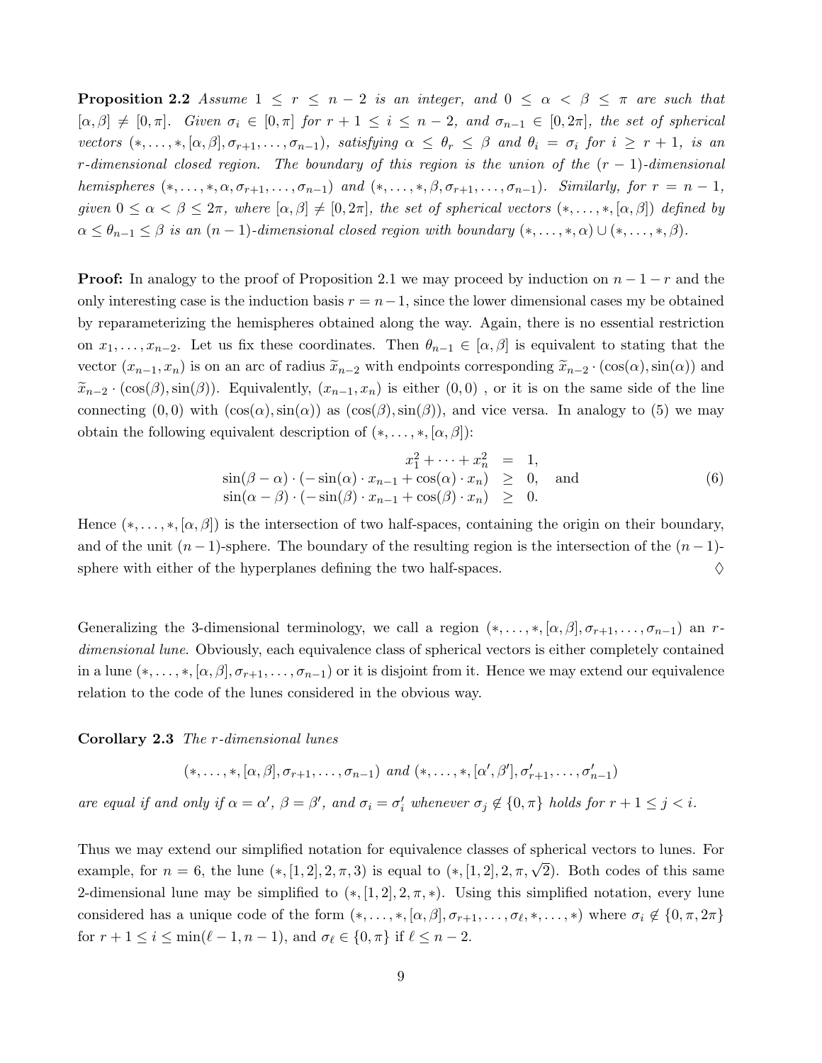**Proposition 2.2** *Assume $1 \leq r \leq n-2$ is an integer, and $0 \leq \alpha < \beta \leq \pi$ are such that $[\alpha, \beta] \neq [0, \pi]$. Given $\sigma_i \in [0, \pi]$ for $r+1 \leq i \leq n-2$, and $\sigma_{n-1} \in [0, 2\pi]$, the set of spherical vectors $(*, \ldots, *, [\alpha, \beta], \sigma_{r+1}, \ldots, \sigma_{n-1})$, satisfying $\alpha \leq \theta_r \leq \beta$ and $\theta_i = \sigma_i$ for $i \geq r+1$, is an $r$-dimensional closed region. The boundary of this region is the union of the $(r-1)$-dimensional hemispheres $(*, \ldots, *, \alpha, \sigma_{r+1}, \ldots, \sigma_{n-1})$ and $(*, \ldots, *, \beta, \sigma_{r+1}, \ldots, \sigma_{n-1})$. Similarly, for $r = n-1$, given $0 \leq \alpha < \beta \leq 2\pi$, where $[\alpha, \beta] \neq [0, 2\pi]$, the set of spherical vectors $(*, \ldots, *, [\alpha, \beta])$ defined by $\alpha \leq \theta_{n-1} \leq \beta$ is an $(n-1)$-dimensional closed region with boundary $(*, \ldots, *, \alpha) \cup (*, \ldots, *, \beta)$.*

**Proof:** In analogy to the proof of Proposition 2.1 we may proceed by induction on $n-1-r$ and the only interesting case is the induction basis $r = n-1$, since the lower dimensional cases my be obtained by reparameterizing the hemispheres obtained along the way. Again, there is no essential restriction on $x_1, \ldots, x_{n-2}$. Let us fix these coordinates. Then $\theta_{n-1} \in [\alpha, \beta]$ is equivalent to stating that the vector $(x_{n-1}, x_n)$ is on an arc of radius $\widetilde{x}_{n-2}$ with endpoints corresponding $\widetilde{x}_{n-2} \cdot (\cos(\alpha), \sin(\alpha))$ and $\widetilde{x}_{n-2} \cdot (\cos(\beta), \sin(\beta))$. Equivalently, $(x_{n-1}, x_n)$ is either $(0,0)$ , or it is on the same side of the line connecting $(0,0)$ with $(\cos(\alpha), \sin(\alpha))$ as $(\cos(\beta), \sin(\beta))$, and vice versa. In analogy to (5) we may obtain the following equivalent description of $(*, \ldots, *, [\alpha, \beta])$:

$$
\begin{array}{rcl}
x_1^2 + \cdots + x_n^2 & = & 1, \\
\sin(\beta - \alpha) \cdot (-\sin(\alpha) \cdot x_{n-1} + \cos(\alpha) \cdot x_n) & \geq & 0, \quad \text{and} \\
\sin(\alpha - \beta) \cdot (-\sin(\beta) \cdot x_{n-1} + \cos(\beta) \cdot x_n) & \geq & 0.
\end{array} \tag{6}
$$

Hence $(*, \ldots, *, [\alpha, \beta])$ is the intersection of two half-spaces, containing the origin on their boundary, and of the unit $(n-1)$-sphere. The boundary of the resulting region is the intersection of the $(n-1)$-sphere with either of the hyperplanes defining the two half-spaces. $\diamondsuit$

Generalizing the 3-dimensional terminology, we call a region $(*, \ldots, *, [\alpha, \beta], \sigma_{r+1}, \ldots, \sigma_{n-1})$ an *$r$-dimensional lune*. Obviously, each equivalence class of spherical vectors is either completely contained in a lune $(*, \ldots, *, [\alpha, \beta], \sigma_{r+1}, \ldots, \sigma_{n-1})$ or it is disjoint from it. Hence we may extend our equivalence relation to the code of the lunes considered in the obvious way.

**Corollary 2.3** *The $r$-dimensional lunes*

$$
(*, \ldots, *, [\alpha, \beta], \sigma_{r+1}, \ldots, \sigma_{n-1}) \text{ and } (*, \ldots, *, [\alpha', \beta'], \sigma'_{r+1}, \ldots, \sigma'_{n-1})
$$

*are equal if and only if $\alpha = \alpha'$, $\beta = \beta'$, and $\sigma_i = \sigma'_i$ whenever $\sigma_j \notin \{0, \pi\}$ holds for $r+1 \leq j < i$.*

Thus we may extend our simplified notation for equivalence classes of spherical vectors to lunes. For example, for $n = 6$, the lune $(*, [1, 2], 2, \pi, 3)$ is equal to $(*, [1, 2], 2, \pi, \sqrt{2})$. Both codes of this same 2-dimensional lune may be simplified to $(*, [1, 2], 2, \pi, *)$. Using this simplified notation, every lune considered has a unique code of the form $(*, \ldots, *, [\alpha, \beta], \sigma_{r+1}, \ldots, \sigma_\ell, *, \ldots, *)$ where $\sigma_i \notin \{0, \pi, 2\pi\}$ for $r+1 \leq i \leq \min(\ell-1, n-1)$, and $\sigma_\ell \in \{0, \pi\}$ if $\ell \leq n-2$.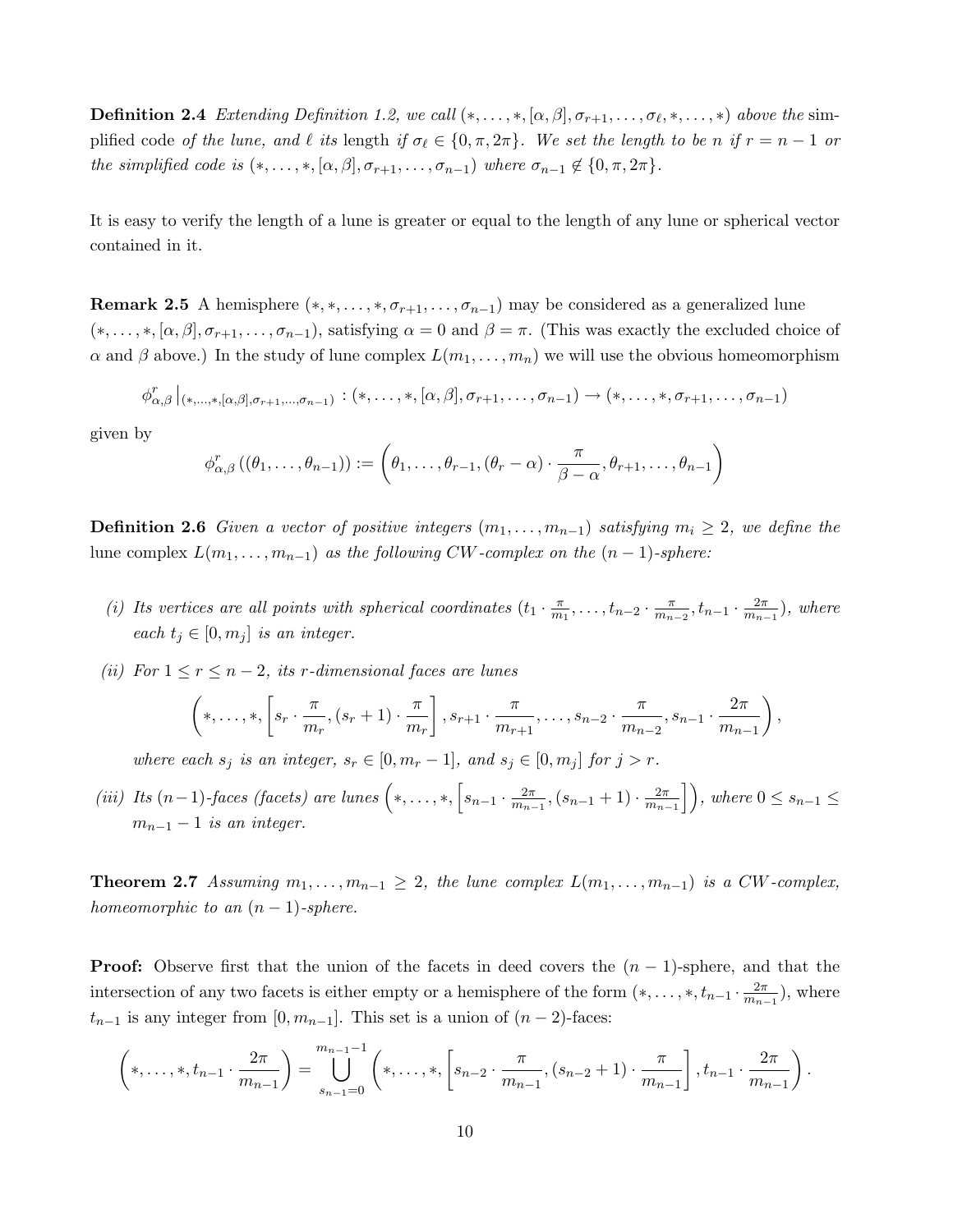**Definition 2.4** *Extending Definition 1.2, we call* $(*,\ldots,*,[\alpha,\beta],\sigma_{r+1},\ldots,\sigma_\ell,*,\ldots,*)$ *above the* simplified code *of the lune, and* $\ell$ *its* length *if* $\sigma_\ell \in \{0,\pi,2\pi\}$. *We set the length to be* $n$ *if* $r = n-1$ *or the simplified code is* $(*,\ldots,*,[\alpha,\beta],\sigma_{r+1},\ldots,\sigma_{n-1})$ *where* $\sigma_{n-1} \notin \{0,\pi,2\pi\}$.

It is easy to verify the length of a lune is greater or equal to the length of any lune or spherical vector contained in it.

**Remark 2.5** A hemisphere $(*,*,\ldots,*,\sigma_{r+1},\ldots,\sigma_{n-1})$ may be considered as a generalized lune $(*,\ldots,*,[\alpha,\beta],\sigma_{r+1},\ldots,\sigma_{n-1})$, satisfying $\alpha = 0$ and $\beta = \pi$. (This was exactly the excluded choice of $\alpha$ and $\beta$ above.) In the study of lune complex $L(m_1,\ldots,m_n)$ we will use the obvious homeomorphism

$$\phi^r_{\alpha,\beta}\big|_{(*,\ldots,*,[\alpha,\beta],\sigma_{r+1},\ldots,\sigma_{n-1})} : (*,\ldots,*,[\alpha,\beta],\sigma_{r+1},\ldots,\sigma_{n-1}) \to (*,\ldots,*,\sigma_{r+1},\ldots,\sigma_{n-1})$$

given by

$$\phi^r_{\alpha,\beta}\left((\theta_1,\ldots,\theta_{n-1})\right) := \left(\theta_1,\ldots,\theta_{r-1},(\theta_r-\alpha)\cdot\frac{\pi}{\beta-\alpha},\theta_{r+1},\ldots,\theta_{n-1}\right)$$

**Definition 2.6** *Given a vector of positive integers* $(m_1,\ldots,m_{n-1})$ *satisfying* $m_i \geq 2$, *we define the* lune complex $L(m_1,\ldots,m_{n-1})$ *as the following CW-complex on the* $(n-1)$*-sphere:*

*(i) Its vertices are all points with spherical coordinates* $(t_1\cdot\frac{\pi}{m_1},\ldots,t_{n-2}\cdot\frac{\pi}{m_{n-2}},t_{n-1}\cdot\frac{2\pi}{m_{n-1}})$, *where each* $t_j \in [0,m_j]$ *is an integer.*

*(ii) For* $1 \leq r \leq n-2$, *its* $r$*-dimensional faces are lunes*

$$\left(*,\ldots,*,\left[s_r\cdot\frac{\pi}{m_r},(s_r+1)\cdot\frac{\pi}{m_r}\right],s_{r+1}\cdot\frac{\pi}{m_{r+1}},\ldots,s_{n-2}\cdot\frac{\pi}{m_{n-2}},s_{n-1}\cdot\frac{2\pi}{m_{n-1}}\right),$$

*where each* $s_j$ *is an integer,* $s_r \in [0,m_r-1]$, *and* $s_j \in [0,m_j]$ *for* $j > r$.

*(iii) Its* $(n-1)$*-faces (facets) are lunes* $\left(*,\ldots,*,\left[s_{n-1}\cdot\frac{2\pi}{m_{n-1}},(s_{n-1}+1)\cdot\frac{2\pi}{m_{n-1}}\right]\right)$, *where* $0 \leq s_{n-1} \leq m_{n-1}-1$ *is an integer.*

**Theorem 2.7** *Assuming* $m_1,\ldots,m_{n-1} \geq 2$, *the lune complex* $L(m_1,\ldots,m_{n-1})$ *is a CW-complex, homeomorphic to an* $(n-1)$*-sphere.*

**Proof:** Observe first that the union of the facets in deed covers the $(n-1)$-sphere, and that the intersection of any two facets is either empty or a hemisphere of the form $(*,\ldots,*,t_{n-1}\cdot\frac{2\pi}{m_{n-1}})$, where $t_{n-1}$ is any integer from $[0,m_{n-1}]$. This set is a union of $(n-2)$-faces:

$$\left(*,\ldots,*,t_{n-1}\cdot\frac{2\pi}{m_{n-1}}\right) = \bigcup_{s_{n-1}=0}^{m_{n-1}-1}\left(*,\ldots,*,\left[s_{n-2}\cdot\frac{\pi}{m_{n-1}},(s_{n-2}+1)\cdot\frac{\pi}{m_{n-1}}\right],t_{n-1}\cdot\frac{2\pi}{m_{n-1}}\right).$$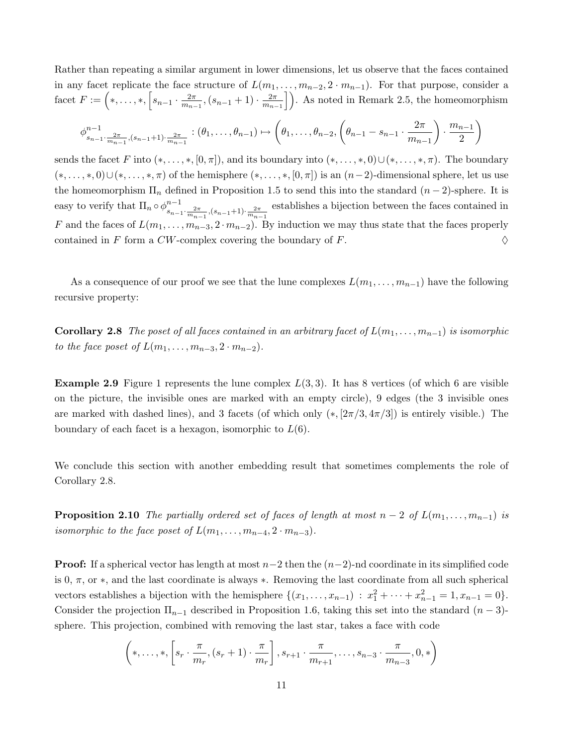Rather than repeating a similar argument in lower dimensions, let us observe that the faces contained in any facet replicate the face structure of $L(m_1, \ldots, m_{n-2}, 2 \cdot m_{n-1})$. For that purpose, consider a facet $F := \left(*, \ldots, *, \left[s_{n-1} \cdot \frac{2\pi}{m_{n-1}}, (s_{n-1}+1) \cdot \frac{2\pi}{m_{n-1}}\right]\right)$. As noted in Remark 2.5, the homeomorphism

$$\phi^{n-1}_{s_{n-1} \cdot \frac{2\pi}{m_{n-1}}, (s_{n-1}+1) \cdot \frac{2\pi}{m_{n-1}}} : (\theta_1, \ldots, \theta_{n-1}) \mapsto \left(\theta_1, \ldots, \theta_{n-2}, \left(\theta_{n-1} - s_{n-1} \cdot \frac{2\pi}{m_{n-1}}\right) \cdot \frac{m_{n-1}}{2}\right)$$

sends the facet $F$ into $(*, \ldots, *, [0, \pi])$, and its boundary into $(*, \ldots, *, 0) \cup (*, \ldots, *, \pi)$. The boundary $(*, \ldots, *, 0) \cup (*, \ldots, *, \pi)$ of the hemisphere $(*, \ldots, *, [0, \pi])$ is an $(n-2)$-dimensional sphere, let us use the homeomorphism $\Pi_n$ defined in Proposition 1.5 to send this into the standard $(n-2)$-sphere. It is easy to verify that $\Pi_n \circ \phi^{n-1}_{s_{n-1} \cdot \frac{2\pi}{m_{n-1}}, (s_{n-1}+1) \cdot \frac{2\pi}{m_{n-1}}}$ establishes a bijection between the faces contained in $F$ and the faces of $L(m_1, \ldots, m_{n-3}, 2 \cdot m_{n-2})$. By induction we may thus state that the faces properly contained in $F$ form a $CW$-complex covering the boundary of $F$. $\Diamond$

As a consequence of our proof we see that the lune complexes $L(m_1, \ldots, m_{n-1})$ have the following recursive property:

**Corollary 2.8** *The poset of all faces contained in an arbitrary facet of $L(m_1, \ldots, m_{n-1})$ is isomorphic to the face poset of $L(m_1, \ldots, m_{n-3}, 2 \cdot m_{n-2})$.*

**Example 2.9** Figure 1 represents the lune complex $L(3, 3)$. It has 8 vertices (of which 6 are visible on the picture, the invisible ones are marked with an empty circle), 9 edges (the 3 invisible ones are marked with dashed lines), and 3 facets (of which only $(*, [2\pi/3, 4\pi/3])$ is entirely visible.) The boundary of each facet is a hexagon, isomorphic to $L(6)$.

We conclude this section with another embedding result that sometimes complements the role of Corollary 2.8.

**Proposition 2.10** *The partially ordered set of faces of length at most $n-2$ of $L(m_1, \ldots, m_{n-1})$ is isomorphic to the face poset of $L(m_1, \ldots, m_{n-4}, 2 \cdot m_{n-3})$.*

**Proof:** If a spherical vector has length at most $n-2$ then the $(n-2)$-nd coordinate in its simplified code is $0$, $\pi$, or $*$, and the last coordinate is always $*$. Removing the last coordinate from all such spherical vectors establishes a bijection with the hemisphere $\{(x_1, \ldots, x_{n-1}) : x_1^2 + \cdots + x_{n-1}^2 = 1, x_{n-1} = 0\}$. Consider the projection $\Pi_{n-1}$ described in Proposition 1.6, taking this set into the standard $(n-3)$-sphere. This projection, combined with removing the last star, takes a face with code

$$\left(*, \ldots, *, \left[s_r \cdot \frac{\pi}{m_r}, (s_r+1) \cdot \frac{\pi}{m_r}\right], s_{r+1} \cdot \frac{\pi}{m_{r+1}}, \ldots, s_{n-3} \cdot \frac{\pi}{m_{n-3}}, 0, *\right)$$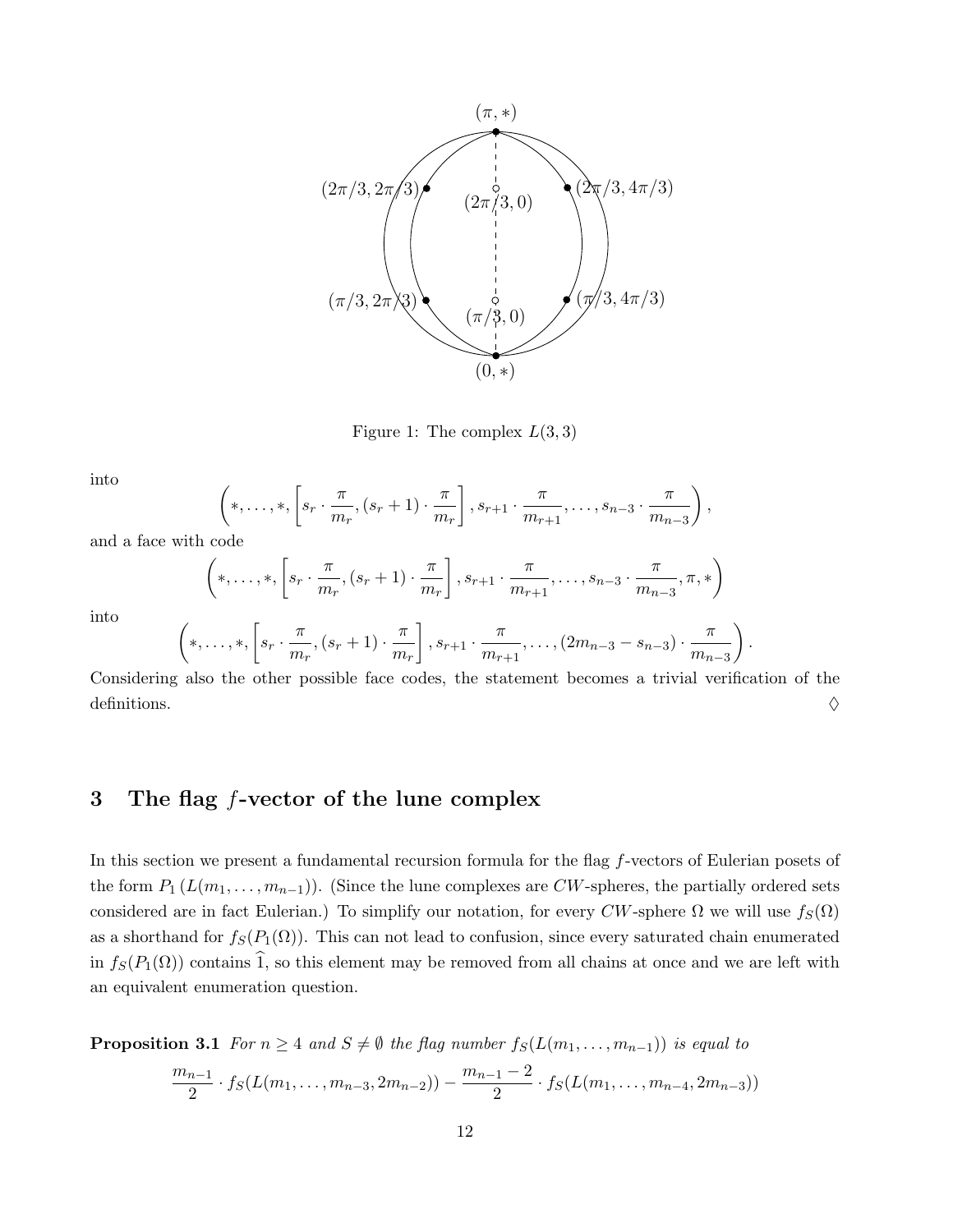Figure 1: The complex $L(3,3)$

into

$$\left(*,\ldots,*,\left[s_r\cdot\frac{\pi}{m_r},(s_r+1)\cdot\frac{\pi}{m_r}\right],s_{r+1}\cdot\frac{\pi}{m_{r+1}},\ldots,s_{n-3}\cdot\frac{\pi}{m_{n-3}}\right),$$

and a face with code

$$\left(*,\ldots,*,\left[s_r\cdot\frac{\pi}{m_r},(s_r+1)\cdot\frac{\pi}{m_r}\right],s_{r+1}\cdot\frac{\pi}{m_{r+1}},\ldots,s_{n-3}\cdot\frac{\pi}{m_{n-3}},\pi,*\right)$$

into

$$\left(*,\ldots,*,\left[s_r\cdot\frac{\pi}{m_r},(s_r+1)\cdot\frac{\pi}{m_r}\right],s_{r+1}\cdot\frac{\pi}{m_{r+1}},\ldots,(2m_{n-3}-s_{n-3})\cdot\frac{\pi}{m_{n-3}}\right).$$

Considering also the other possible face codes, the statement becomes a trivial verification of the definitions. ◊

## 3 The flag $f$-vector of the lune complex

In this section we present a fundamental recursion formula for the flag $f$-vectors of Eulerian posets of the form $P_1(L(m_1,\ldots,m_{n-1}))$. (Since the lune complexes are $CW$-spheres, the partially ordered sets considered are in fact Eulerian.) To simplify our notation, for every $CW$-sphere $\Omega$ we will use $f_S(\Omega)$ as a shorthand for $f_S(P_1(\Omega))$. This can not lead to confusion, since every saturated chain enumerated in $f_S(P_1(\Omega))$ contains $\widehat{1}$, so this element may be removed from all chains at once and we are left with an equivalent enumeration question.

**Proposition 3.1** *For $n\geq 4$ and $S\neq\emptyset$ the flag number $f_S(L(m_1,\ldots,m_{n-1}))$ is equal to*

$$\frac{m_{n-1}}{2}\cdot f_S(L(m_1,\ldots,m_{n-3},2m_{n-2}))-\frac{m_{n-1}-2}{2}\cdot f_S(L(m_1,\ldots,m_{n-4},2m_{n-3}))$$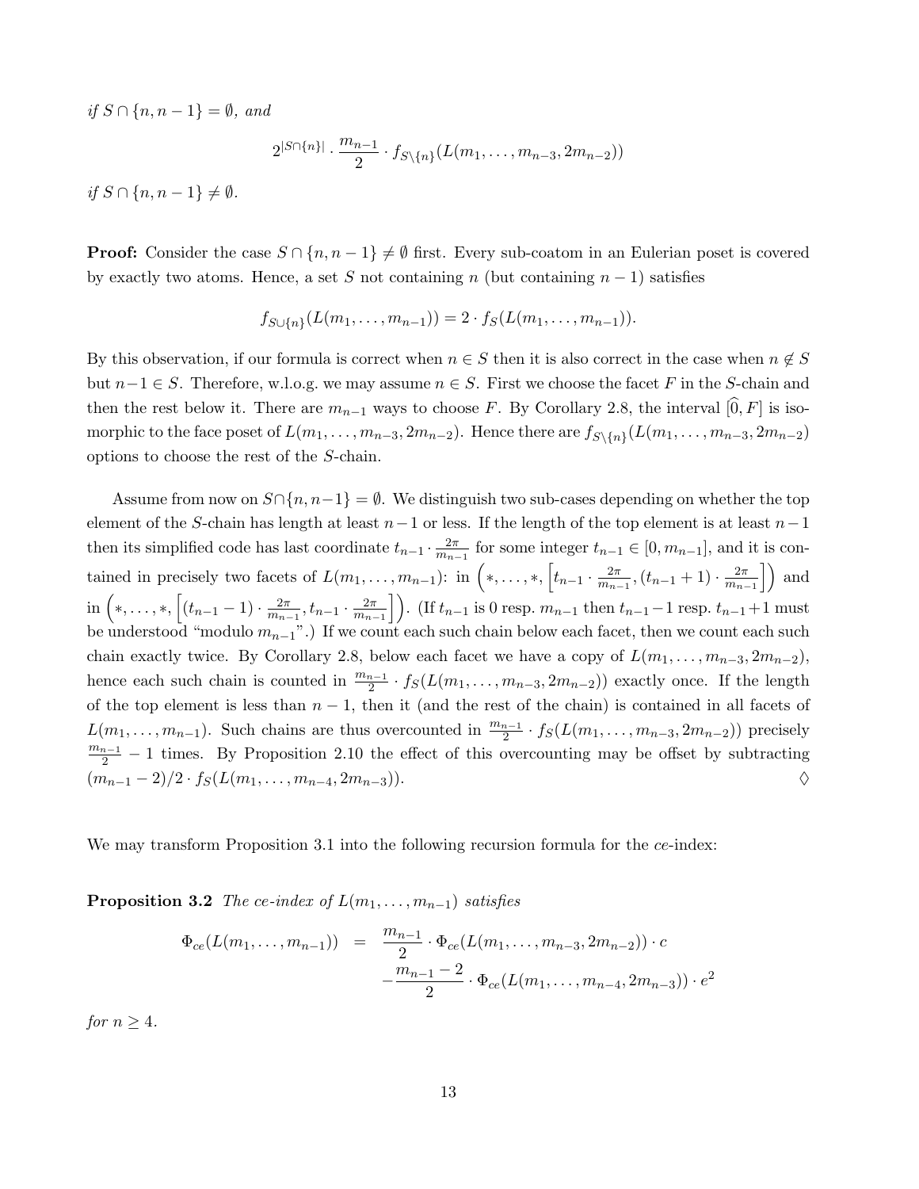*if* $S \cap \{n, n-1\} = \emptyset$, *and*

$$2^{|S\cap\{n\}|} \cdot \frac{m_{n-1}}{2} \cdot f_{S\setminus\{n\}}(L(m_1, \ldots, m_{n-3}, 2m_{n-2}))$$

*if* $S \cap \{n, n-1\} \neq \emptyset$.

**Proof:** Consider the case $S \cap \{n, n-1\} \neq \emptyset$ first. Every sub-coatom in an Eulerian poset is covered by exactly two atoms. Hence, a set $S$ not containing $n$ (but containing $n-1$) satisfies

$$f_{S\cup\{n\}}(L(m_1, \ldots, m_{n-1})) = 2 \cdot f_S(L(m_1, \ldots, m_{n-1})).$$

By this observation, if our formula is correct when $n \in S$ then it is also correct in the case when $n \notin S$ but $n-1 \in S$. Therefore, w.l.o.g. we may assume $n \in S$. First we choose the facet $F$ in the $S$-chain and then the rest below it. There are $m_{n-1}$ ways to choose $F$. By Corollary 2.8, the interval $[\widehat{0}, F]$ is isomorphic to the face poset of $L(m_1, \ldots, m_{n-3}, 2m_{n-2})$. Hence there are $f_{S\setminus\{n\}}(L(m_1, \ldots, m_{n-3}, 2m_{n-2})$ options to choose the rest of the $S$-chain.

Assume from now on $S \cap \{n, n-1\} = \emptyset$. We distinguish two sub-cases depending on whether the top element of the $S$-chain has length at least $n-1$ or less. If the length of the top element is at least $n-1$ then its simplified code has last coordinate $t_{n-1} \cdot \frac{2\pi}{m_{n-1}}$ for some integer $t_{n-1} \in [0, m_{n-1}]$, and it is contained in precisely two facets of $L(m_1, \ldots, m_{n-1})$: in $\left(*, \ldots, *, \left[t_{n-1} \cdot \frac{2\pi}{m_{n-1}}, (t_{n-1}+1) \cdot \frac{2\pi}{m_{n-1}}\right]\right)$ and in $\left(*, \ldots, *, \left[(t_{n-1}-1) \cdot \frac{2\pi}{m_{n-1}}, t_{n-1} \cdot \frac{2\pi}{m_{n-1}}\right]\right)$. (If $t_{n-1}$ is 0 resp. $m_{n-1}$ then $t_{n-1}-1$ resp. $t_{n-1}+1$ must be understood "modulo $m_{n-1}$".) If we count each such chain below each facet, then we count each such chain exactly twice. By Corollary 2.8, below each facet we have a copy of $L(m_1, \ldots, m_{n-3}, 2m_{n-2})$, hence each such chain is counted in $\frac{m_{n-1}}{2} \cdot f_S(L(m_1, \ldots, m_{n-3}, 2m_{n-2}))$ exactly once. If the length of the top element is less than $n-1$, then it (and the rest of the chain) is contained in all facets of $L(m_1, \ldots, m_{n-1})$. Such chains are thus overcounted in $\frac{m_{n-1}}{2} \cdot f_S(L(m_1, \ldots, m_{n-3}, 2m_{n-2}))$ precisely $\frac{m_{n-1}}{2} - 1$ times. By Proposition 2.10 the effect of this overcounting may be offset by subtracting $(m_{n-1}-2)/2 \cdot f_S(L(m_1, \ldots, m_{n-4}, 2m_{n-3}))$. ♢

We may transform Proposition 3.1 into the following recursion formula for the *ce*-index:

**Proposition 3.2** *The ce-index of* $L(m_1, \ldots, m_{n-1})$ *satisfies*

$$\begin{aligned}\Phi_{ce}(L(m_1, \ldots, m_{n-1})) &= \frac{m_{n-1}}{2} \cdot \Phi_{ce}(L(m_1, \ldots, m_{n-3}, 2m_{n-2})) \cdot c \\ &\quad - \frac{m_{n-1}-2}{2} \cdot \Phi_{ce}(L(m_1, \ldots, m_{n-4}, 2m_{n-3})) \cdot e^2\end{aligned}$$

*for* $n \geq 4$.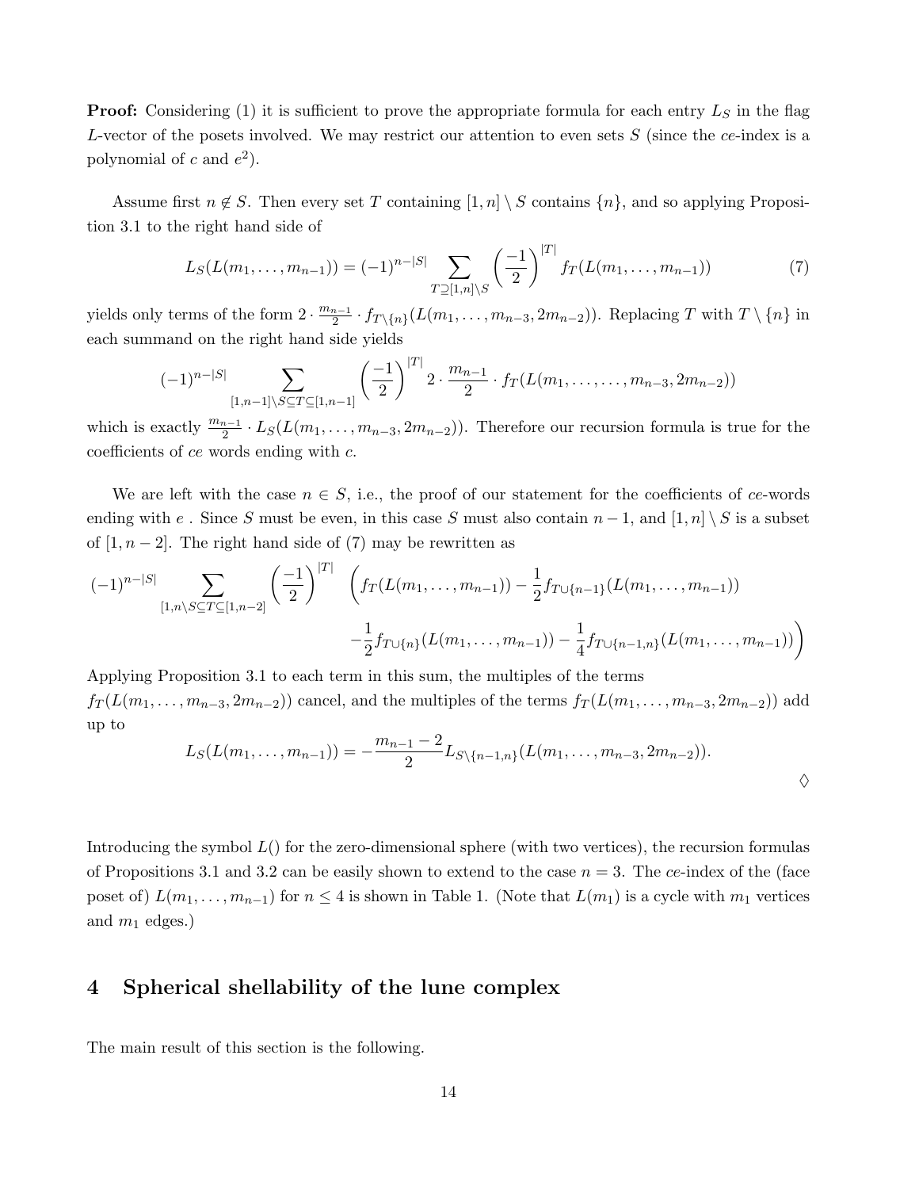**Proof:** Considering (1) it is sufficient to prove the appropriate formula for each entry $L_S$ in the flag $L$-vector of the posets involved. We may restrict our attention to even sets $S$ (since the $ce$-index is a polynomial of $c$ and $e^2$).

Assume first $n \notin S$. Then every set $T$ containing $[1,n] \setminus S$ contains $\{n\}$, and so applying Proposition 3.1 to the right hand side of

$$L_S(L(m_1,\ldots,m_{n-1})) = (-1)^{n-|S|} \sum_{T \supseteq [1,n]\setminus S} \left(\frac{-1}{2}\right)^{|T|} f_T(L(m_1,\ldots,m_{n-1})) \tag{7}$$

yields only terms of the form $2 \cdot \frac{m_{n-1}}{2} \cdot f_{T\setminus\{n\}}(L(m_1,\ldots,m_{n-3},2m_{n-2}))$. Replacing $T$ with $T \setminus \{n\}$ in each summand on the right hand side yields

$$(-1)^{n-|S|} \sum_{[1,n-1]\setminus S \subseteq T \subseteq [1,n-1]} \left(\frac{-1}{2}\right)^{|T|} 2 \cdot \frac{m_{n-1}}{2} \cdot f_T(L(m_1,\ldots,\ldots,m_{n-3},2m_{n-2}))$$

which is exactly $\frac{m_{n-1}}{2} \cdot L_S(L(m_1,\ldots,m_{n-3},2m_{n-2}))$. Therefore our recursion formula is true for the coefficients of $ce$ words ending with $c$.

We are left with the case $n \in S$, i.e., the proof of our statement for the coefficients of $ce$-words ending with $e$ . Since $S$ must be even, in this case $S$ must also contain $n-1$, and $[1,n] \setminus S$ is a subset of $[1,n-2]$. The right hand side of (7) may be rewritten as

$$(-1)^{n-|S|} \sum_{[1,n\setminus S \subseteq T \subseteq [1,n-2]} \left(\frac{-1}{2}\right)^{|T|} \Big( f_T(L(m_1,\ldots,m_{n-1})) - \frac{1}{2} f_{T\cup\{n-1\}}(L(m_1,\ldots,m_{n-1})) - \frac{1}{2} f_{T\cup\{n\}}(L(m_1,\ldots,m_{n-1})) - \frac{1}{4} f_{T\cup\{n-1,n\}}(L(m_1,\ldots,m_{n-1})) \Big)$$

Applying Proposition 3.1 to each term in this sum, the multiples of the terms $f_T(L(m_1,\ldots,m_{n-3},2m_{n-2}))$ cancel, and the multiples of the terms $f_T(L(m_1,\ldots,m_{n-3},2m_{n-2}))$ add up to

$$L_S(L(m_1,\ldots,m_{n-1})) = -\frac{m_{n-1}-2}{2} L_{S\setminus\{n-1,n\}}(L(m_1,\ldots,m_{n-3},2m_{n-2})).$$

$\Diamond$

Introducing the symbol $L()$ for the zero-dimensional sphere (with two vertices), the recursion formulas of Propositions 3.1 and 3.2 can be easily shown to extend to the case $n = 3$. The $ce$-index of the (face poset of) $L(m_1,\ldots,m_{n-1})$ for $n \leq 4$ is shown in Table 1. (Note that $L(m_1)$ is a cycle with $m_1$ vertices and $m_1$ edges.)

## 4 Spherical shellability of the lune complex

The main result of this section is the following.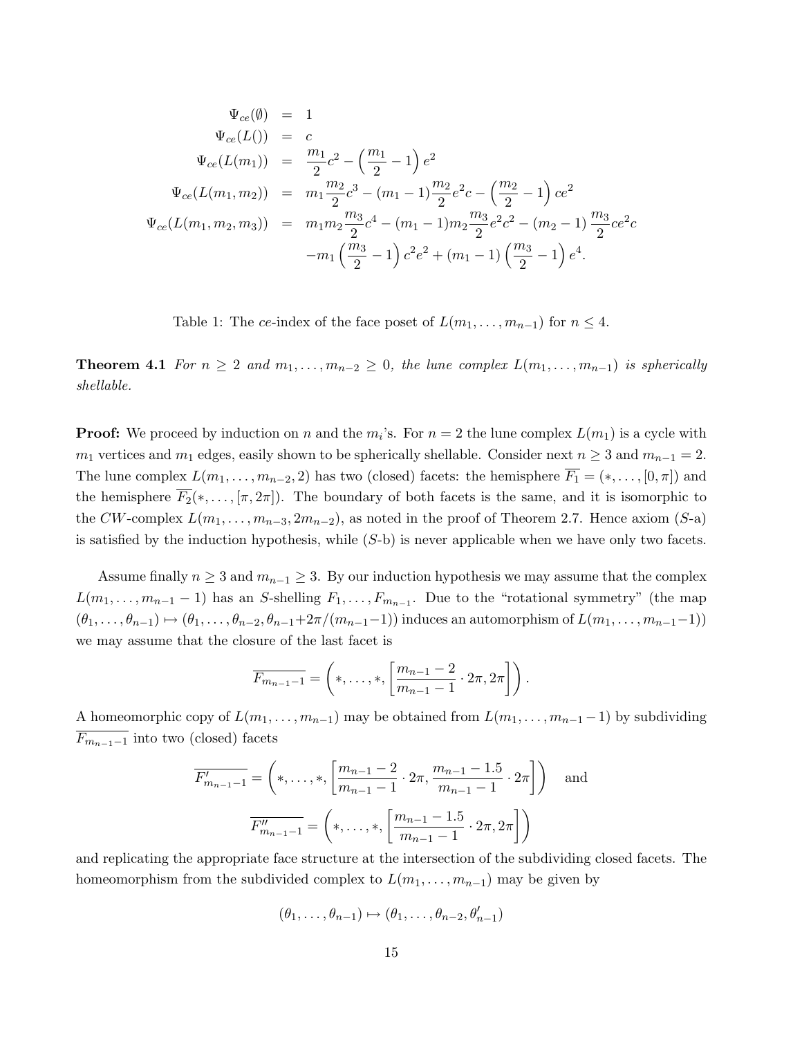$$
\begin{aligned}
\Psi_{ce}(\emptyset) &= 1 \\
\Psi_{ce}(L()) &= c \\
\Psi_{ce}(L(m_1)) &= \frac{m_1}{2}c^2 - \left(\frac{m_1}{2} - 1\right)e^2 \\
\Psi_{ce}(L(m_1, m_2)) &= m_1\frac{m_2}{2}c^3 - (m_1 - 1)\frac{m_2}{2}e^2c - \left(\frac{m_2}{2} - 1\right)ce^2 \\
\Psi_{ce}(L(m_1, m_2, m_3)) &= m_1m_2\frac{m_3}{2}c^4 - (m_1 - 1)m_2\frac{m_3}{2}e^2c^2 - (m_2 - 1)\frac{m_3}{2}ce^2c \\
&\quad -m_1\left(\frac{m_3}{2} - 1\right)c^2e^2 + (m_1 - 1)\left(\frac{m_3}{2} - 1\right)e^4.
\end{aligned}
$$

Table 1: The $ce$-index of the face poset of $L(m_1, \ldots, m_{n-1})$ for $n \leq 4$.

**Theorem 4.1** *For $n \geq 2$ and $m_1, \ldots, m_{n-2} \geq 0$, the lune complex $L(m_1, \ldots, m_{n-1})$ is spherically shellable.*

**Proof:** We proceed by induction on $n$ and the $m_i$'s. For $n = 2$ the lune complex $L(m_1)$ is a cycle with $m_1$ vertices and $m_1$ edges, easily shown to be spherically shellable. Consider next $n \geq 3$ and $m_{n-1} = 2$. The lune complex $L(m_1, \ldots, m_{n-2}, 2)$ has two (closed) facets: the hemisphere $\overline{F_1} = (*, \ldots, [0, \pi])$ and the hemisphere $\overline{F_2}(*, \ldots, [\pi, 2\pi])$. The boundary of both facets is the same, and it is isomorphic to the $CW$-complex $L(m_1, \ldots, m_{n-3}, 2m_{n-2})$, as noted in the proof of Theorem 2.7. Hence axiom ($S$-a) is satisfied by the induction hypothesis, while ($S$-b) is never applicable when we have only two facets.

Assume finally $n \geq 3$ and $m_{n-1} \geq 3$. By our induction hypothesis we may assume that the complex $L(m_1, \ldots, m_{n-1} - 1)$ has an $S$-shelling $F_1, \ldots, F_{m_{n-1}}$. Due to the "rotational symmetry" (the map $(\theta_1, \ldots, \theta_{n-1}) \mapsto (\theta_1, \ldots, \theta_{n-2}, \theta_{n-1} + 2\pi/(m_{n-1} - 1))$ induces an automorphism of $L(m_1, \ldots, m_{n-1} - 1)$) we may assume that the closure of the last facet is

$$
\overline{F_{m_{n-1}-1}} = \left(*, \ldots, *, \left[\frac{m_{n-1} - 2}{m_{n-1} - 1} \cdot 2\pi, 2\pi\right]\right).
$$

A homeomorphic copy of $L(m_1, \ldots, m_{n-1})$ may be obtained from $L(m_1, \ldots, m_{n-1} - 1)$ by subdividing $\overline{F_{m_{n-1}-1}}$ into two (closed) facets

$$
\overline{F'_{m_{n-1}-1}} = \left(*, \ldots, *, \left[\frac{m_{n-1} - 2}{m_{n-1} - 1} \cdot 2\pi, \frac{m_{n-1} - 1.5}{m_{n-1} - 1} \cdot 2\pi\right]\right) \quad \text{and}
$$

$$
\overline{F''_{m_{n-1}-1}} = \left(*, \ldots, *, \left[\frac{m_{n-1} - 1.5}{m_{n-1} - 1} \cdot 2\pi, 2\pi\right]\right)
$$

and replicating the appropriate face structure at the intersection of the subdividing closed facets. The homeomorphism from the subdivided complex to $L(m_1, \ldots, m_{n-1})$ may be given by

$$
(\theta_1, \ldots, \theta_{n-1}) \mapsto (\theta_1, \ldots, \theta_{n-2}, \theta'_{n-1})
$$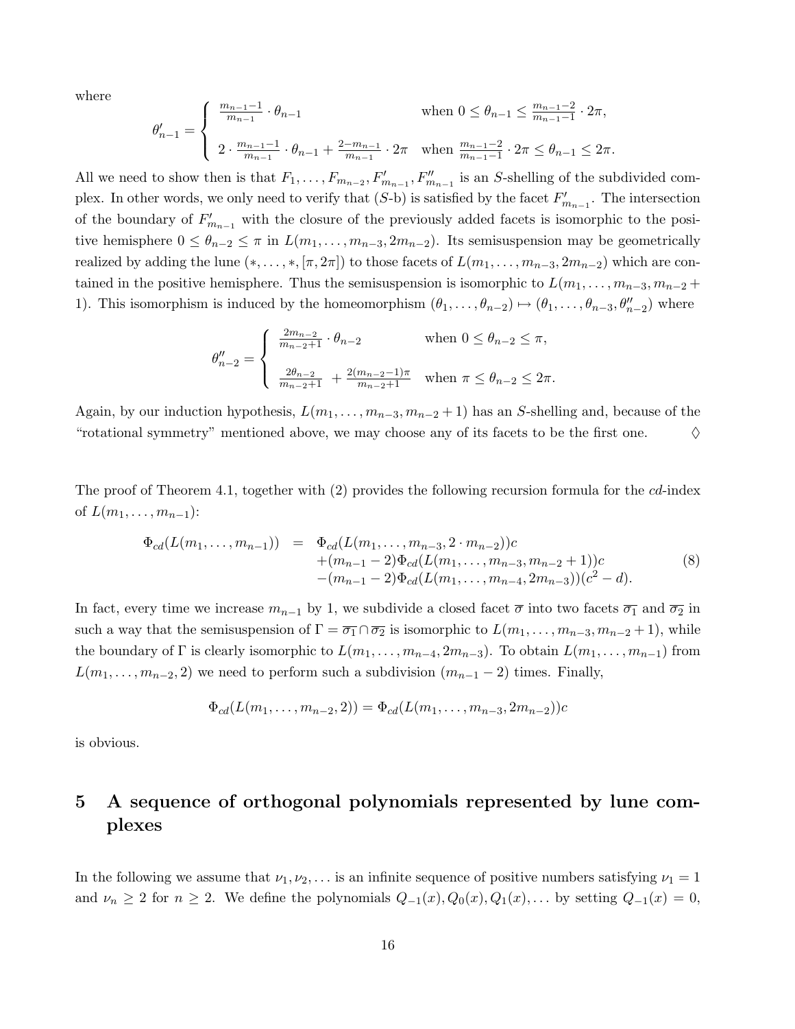where

$$\theta'_{n-1} = \begin{cases} \frac{m_{n-1}-1}{m_{n-1}} \cdot \theta_{n-1} & \text{when } 0 \leq \theta_{n-1} \leq \frac{m_{n-1}-2}{m_{n-1}-1} \cdot 2\pi, \\ \\ 2 \cdot \frac{m_{n-1}-1}{m_{n-1}} \cdot \theta_{n-1} + \frac{2-m_{n-1}}{m_{n-1}} \cdot 2\pi & \text{when } \frac{m_{n-1}-2}{m_{n-1}-1} \cdot 2\pi \leq \theta_{n-1} \leq 2\pi. \end{cases}$$

All we need to show then is that $F_1, \ldots, F_{m_{n-2}}, F'_{m_{n-1}}, F''_{m_{n-1}}$ is an $S$-shelling of the subdivided complex. In other words, we only need to verify that ($S$-b) is satisfied by the facet $F'_{m_{n-1}}$. The intersection of the boundary of $F'_{m_{n-1}}$ with the closure of the previously added facets is isomorphic to the positive hemisphere $0 \leq \theta_{n-2} \leq \pi$ in $L(m_1, \ldots, m_{n-3}, 2m_{n-2})$. Its semisuspension may be geometrically realized by adding the lune $(*, \ldots, *, [\pi, 2\pi])$ to those facets of $L(m_1, \ldots, m_{n-3}, 2m_{n-2})$ which are contained in the positive hemisphere. Thus the semisuspension is isomorphic to $L(m_1, \ldots, m_{n-3}, m_{n-2}+1)$. This isomorphism is induced by the homeomorphism $(\theta_1, \ldots, \theta_{n-2}) \mapsto (\theta_1, \ldots, \theta_{n-3}, \theta''_{n-2})$ where

$$\theta''_{n-2} = \begin{cases} \frac{2m_{n-2}}{m_{n-2}+1} \cdot \theta_{n-2} & \text{when } 0 \leq \theta_{n-2} \leq \pi, \\ \\ \frac{2\theta_{n-2}}{m_{n-2}+1} + \frac{2(m_{n-2}-1)\pi}{m_{n-2}+1} & \text{when } \pi \leq \theta_{n-2} \leq 2\pi. \end{cases}$$

Again, by our induction hypothesis, $L(m_1, \ldots, m_{n-3}, m_{n-2}+1)$ has an $S$-shelling and, because of the "rotational symmetry" mentioned above, we may choose any of its facets to be the first one. $\diamondsuit$

The proof of Theorem 4.1, together with (2) provides the following recursion formula for the $cd$-index of $L(m_1, \ldots, m_{n-1})$:

$$\begin{aligned} \Phi_{cd}(L(m_1, \ldots, m_{n-1})) &= \Phi_{cd}(L(m_1, \ldots, m_{n-3}, 2 \cdot m_{n-2}))c \\ &\quad +(m_{n-1}-2)\Phi_{cd}(L(m_1, \ldots, m_{n-3}, m_{n-2}+1))c \\ &\quad -(m_{n-1}-2)\Phi_{cd}(L(m_1, \ldots, m_{n-4}, 2m_{n-3}))(c^2-d). \end{aligned} \tag{8}$$

In fact, every time we increase $m_{n-1}$ by 1, we subdivide a closed facet $\overline{\sigma}$ into two facets $\overline{\sigma_1}$ and $\overline{\sigma_2}$ in such a way that the semisuspension of $\Gamma = \overline{\sigma_1} \cap \overline{\sigma_2}$ is isomorphic to $L(m_1, \ldots, m_{n-3}, m_{n-2}+1)$, while the boundary of $\Gamma$ is clearly isomorphic to $L(m_1, \ldots, m_{n-4}, 2m_{n-3})$. To obtain $L(m_1, \ldots, m_{n-1})$ from $L(m_1, \ldots, m_{n-2}, 2)$ we need to perform such a subdivision $(m_{n-1}-2)$ times. Finally,

$$\Phi_{cd}(L(m_1, \ldots, m_{n-2}, 2)) = \Phi_{cd}(L(m_1, \ldots, m_{n-3}, 2m_{n-2}))c$$

is obvious.

## 5 A sequence of orthogonal polynomials represented by lune complexes

In the following we assume that $\nu_1, \nu_2, \ldots$ is an infinite sequence of positive numbers satisfying $\nu_1 = 1$ and $\nu_n \geq 2$ for $n \geq 2$. We define the polynomials $Q_{-1}(x), Q_0(x), Q_1(x), \ldots$ by setting $Q_{-1}(x) = 0$,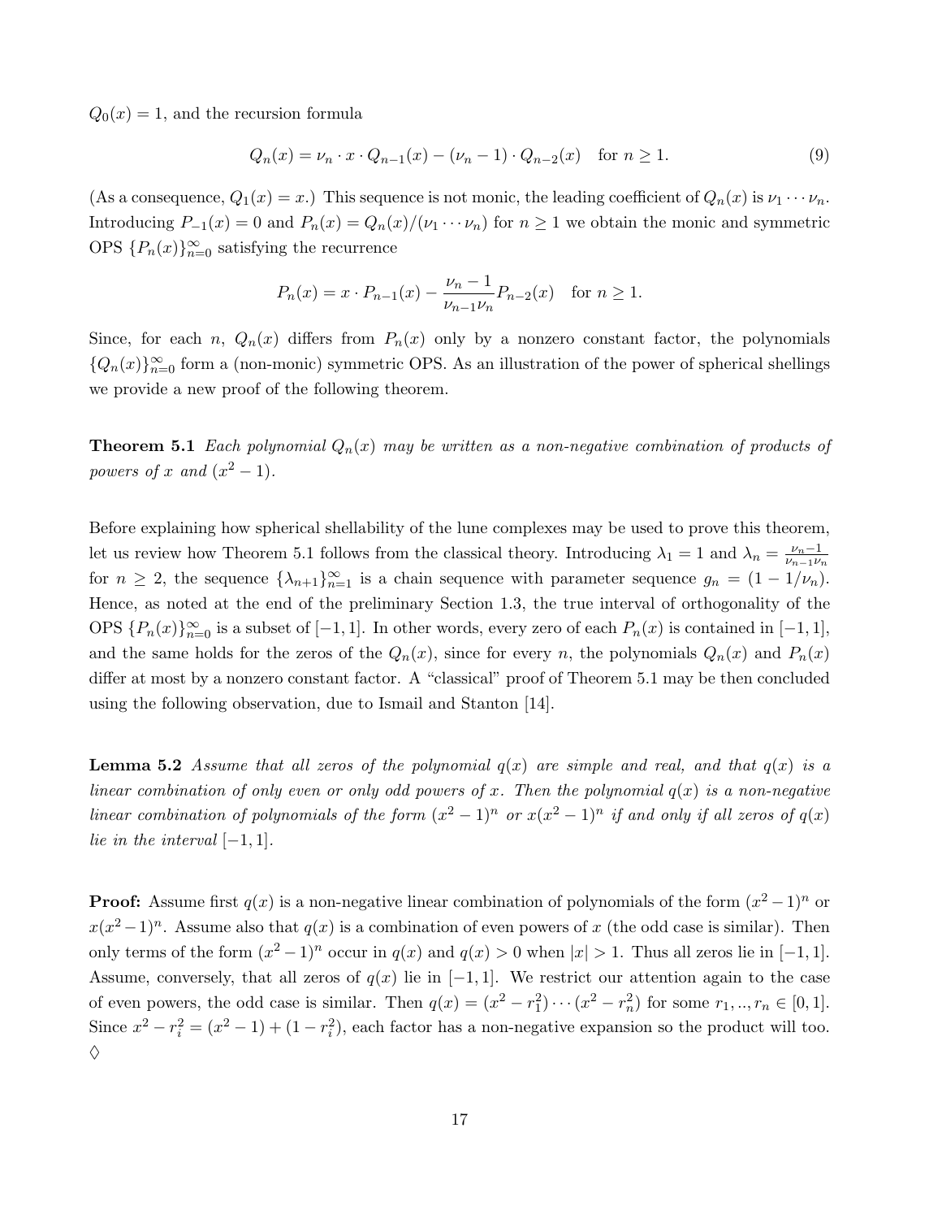$Q_0(x) = 1$, and the recursion formula

$$Q_n(x) = \nu_n \cdot x \cdot Q_{n-1}(x) - (\nu_n - 1) \cdot Q_{n-2}(x) \quad \text{for } n \geq 1. \tag{9}$$

(As a consequence, $Q_1(x) = x$.) This sequence is not monic, the leading coefficient of $Q_n(x)$ is $\nu_1 \cdots \nu_n$. Introducing $P_{-1}(x) = 0$ and $P_n(x) = Q_n(x)/(\nu_1 \cdots \nu_n)$ for $n \geq 1$ we obtain the monic and symmetric OPS $\{P_n(x)\}_{n=0}^{\infty}$ satisfying the recurrence

$$P_n(x) = x \cdot P_{n-1}(x) - \frac{\nu_n - 1}{\nu_{n-1}\nu_n} P_{n-2}(x) \quad \text{for } n \geq 1.$$

Since, for each $n$, $Q_n(x)$ differs from $P_n(x)$ only by a nonzero constant factor, the polynomials $\{Q_n(x)\}_{n=0}^{\infty}$ form a (non-monic) symmetric OPS. As an illustration of the power of spherical shellings we provide a new proof of the following theorem.

**Theorem 5.1** *Each polynomial $Q_n(x)$ may be written as a non-negative combination of products of powers of $x$ and $(x^2 - 1)$.*

Before explaining how spherical shellability of the lune complexes may be used to prove this theorem, let us review how Theorem 5.1 follows from the classical theory. Introducing $\lambda_1 = 1$ and $\lambda_n = \frac{\nu_n - 1}{\nu_{n-1}\nu_n}$ for $n \geq 2$, the sequence $\{\lambda_{n+1}\}_{n=1}^{\infty}$ is a chain sequence with parameter sequence $g_n = (1 - 1/\nu_n)$. Hence, as noted at the end of the preliminary Section 1.3, the true interval of orthogonality of the OPS $\{P_n(x)\}_{n=0}^{\infty}$ is a subset of $[-1, 1]$. In other words, every zero of each $P_n(x)$ is contained in $[-1, 1]$, and the same holds for the zeros of the $Q_n(x)$, since for every $n$, the polynomials $Q_n(x)$ and $P_n(x)$ differ at most by a nonzero constant factor. A "classical" proof of Theorem 5.1 may be then concluded using the following observation, due to Ismail and Stanton [14].

**Lemma 5.2** *Assume that all zeros of the polynomial $q(x)$ are simple and real, and that $q(x)$ is a linear combination of only even or only odd powers of $x$. Then the polynomial $q(x)$ is a non-negative linear combination of polynomials of the form $(x^2 - 1)^n$ or $x(x^2 - 1)^n$ if and only if all zeros of $q(x)$ lie in the interval $[-1, 1]$.*

**Proof:** Assume first $q(x)$ is a non-negative linear combination of polynomials of the form $(x^2 - 1)^n$ or $x(x^2 - 1)^n$. Assume also that $q(x)$ is a combination of even powers of $x$ (the odd case is similar). Then only terms of the form $(x^2 - 1)^n$ occur in $q(x)$ and $q(x) > 0$ when $|x| > 1$. Thus all zeros lie in $[-1, 1]$. Assume, conversely, that all zeros of $q(x)$ lie in $[-1, 1]$. We restrict our attention again to the case of even powers, the odd case is similar. Then $q(x) = (x^2 - r_1^2) \cdots (x^2 - r_n^2)$ for some $r_1, .., r_n \in [0, 1]$. Since $x^2 - r_i^2 = (x^2 - 1) + (1 - r_i^2)$, each factor has a non-negative expansion so the product will too. $\Diamond$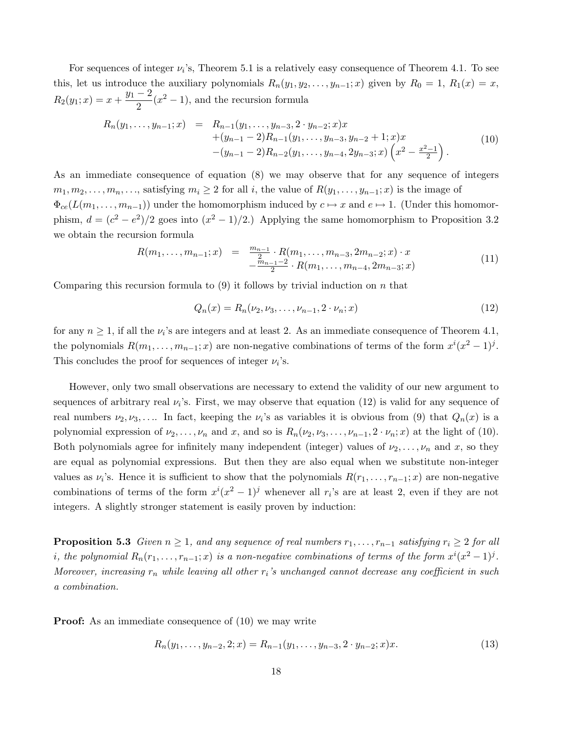For sequences of integer $\nu_i$'s, Theorem 5.1 is a relatively easy consequence of Theorem 4.1. To see this, let us introduce the auxiliary polynomials $R_n(y_1, y_2, \ldots, y_{n-1}; x)$ given by $R_0 = 1$, $R_1(x) = x$, $R_2(y_1; x) = x + \dfrac{y_1 - 2}{2}(x^2 - 1)$, and the recursion formula

$$
\begin{array}{rcl}
R_n(y_1, \ldots, y_{n-1}; x) & = & R_{n-1}(y_1, \ldots, y_{n-3}, 2 \cdot y_{n-2}; x)x \\
& & +(y_{n-1} - 2)R_{n-1}(y_1, \ldots, y_{n-3}, y_{n-2} + 1; x)x \\
& & -(y_{n-1} - 2)R_{n-2}(y_1, \ldots, y_{n-4}, 2y_{n-3}; x)\left(x^2 - \frac{x^2-1}{2}\right).
\end{array}
\tag{10}
$$

As an immediate consequence of equation (8) we may observe that for any sequence of integers $m_1, m_2, \ldots, m_n, \ldots$, satisfying $m_i \geq 2$ for all $i$, the value of $R(y_1, \ldots, y_{n-1}; x)$ is the image of $\Phi_{ce}(L(m_1, \ldots, m_{n-1}))$ under the homomorphism induced by $c \mapsto x$ and $e \mapsto 1$. (Under this homomorphism, $d = (c^2 - e^2)/2$ goes into $(x^2 - 1)/2$.) Applying the same homomorphism to Proposition 3.2 we obtain the recursion formula

$$
\begin{array}{rcl}
R(m_1, \ldots, m_{n-1}; x) & = & \frac{m_{n-1}}{2} \cdot R(m_1, \ldots, m_{n-3}, 2m_{n-2}; x) \cdot x \\
& & -\frac{m_{n-1}-2}{2} \cdot R(m_1, \ldots, m_{n-4}, 2m_{n-3}; x)
\end{array}
\tag{11}
$$

Comparing this recursion formula to (9) it follows by trivial induction on $n$ that

$$
Q_n(x) = R_n(\nu_2, \nu_3, \ldots, \nu_{n-1}, 2 \cdot \nu_n; x)
\tag{12}
$$

for any $n \geq 1$, if all the $\nu_i$'s are integers and at least 2. As an immediate consequence of Theorem 4.1, the polynomials $R(m_1, \ldots, m_{n-1}; x)$ are non-negative combinations of terms of the form $x^i(x^2 - 1)^j$. This concludes the proof for sequences of integer $\nu_i$'s.

However, only two small observations are necessary to extend the validity of our new argument to sequences of arbitrary real $\nu_i$'s. First, we may observe that equation (12) is valid for any sequence of real numbers $\nu_2, \nu_3, \ldots$. In fact, keeping the $\nu_i$'s as variables it is obvious from (9) that $Q_n(x)$ is a polynomial expression of $\nu_2, \ldots, \nu_n$ and $x$, and so is $R_n(\nu_2, \nu_3, \ldots, \nu_{n-1}, 2 \cdot \nu_n; x)$ at the light of (10). Both polynomials agree for infinitely many independent (integer) values of $\nu_2, \ldots, \nu_n$ and $x$, so they are equal as polynomial expressions. But then they are also equal when we substitute non-integer values as $\nu_i$'s. Hence it is sufficient to show that the polynomials $R(r_1, \ldots, r_{n-1}; x)$ are non-negative combinations of terms of the form $x^i(x^2 - 1)^j$ whenever all $r_i$'s are at least 2, even if they are not integers. A slightly stronger statement is easily proven by induction:

**Proposition 5.3** *Given $n \geq 1$, and any sequence of real numbers $r_1, \ldots, r_{n-1}$ satisfying $r_i \geq 2$ for all $i$, the polynomial $R_n(r_1, \ldots, r_{n-1}; x)$ is a non-negative combinations of terms of the form $x^i(x^2 - 1)^j$. Moreover, increasing $r_n$ while leaving all other $r_i$'s unchanged cannot decrease any coefficient in such a combination.*

**Proof:** As an immediate consequence of (10) we may write

$$
R_n(y_1, \ldots, y_{n-2}, 2; x) = R_{n-1}(y_1, \ldots, y_{n-3}, 2 \cdot y_{n-2}; x)x.
\tag{13}
$$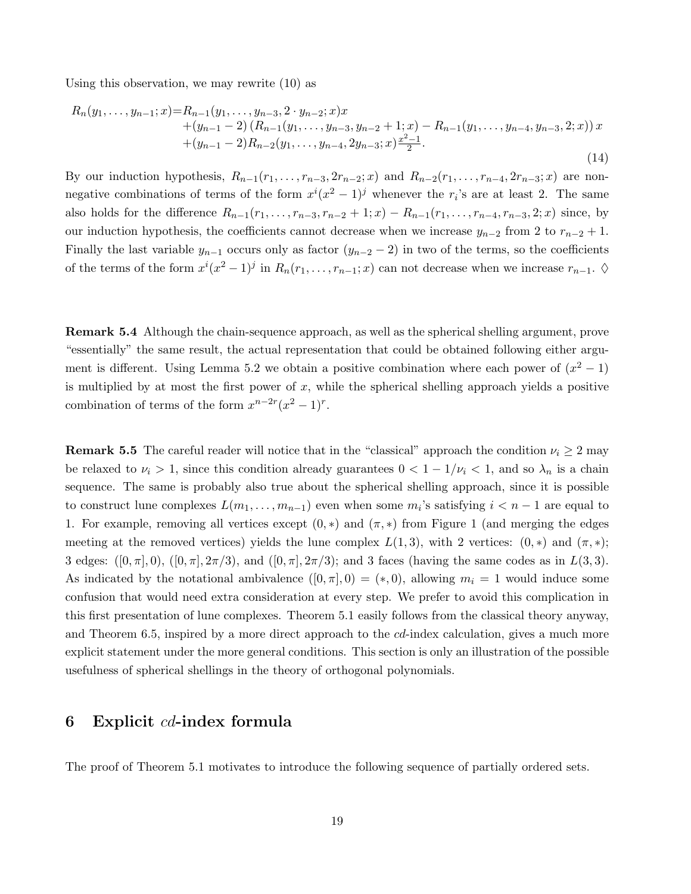Using this observation, we may rewrite (10) as

$$
\begin{aligned}
R_n(y_1,\ldots,y_{n-1};x)=&R_{n-1}(y_1,\ldots,y_{n-3},2\cdot y_{n-2};x)x\\
&+(y_{n-1}-2)\left(R_{n-1}(y_1,\ldots,y_{n-3},y_{n-2}+1;x)-R_{n-1}(y_1,\ldots,y_{n-4},y_{n-3},2;x)\right)x\\
&+(y_{n-1}-2)R_{n-2}(y_1,\ldots,y_{n-4},2y_{n-3};x)\tfrac{x^2-1}{2}.
\end{aligned}
\tag{14}
$$

By our induction hypothesis, $R_{n-1}(r_1,\ldots,r_{n-3},2r_{n-2};x)$ and $R_{n-2}(r_1,\ldots,r_{n-4},2r_{n-3};x)$ are nonnegative combinations of terms of the form $x^i(x^2-1)^j$ whenever the $r_i$'s are at least 2. The same also holds for the difference $R_{n-1}(r_1,\ldots,r_{n-3},r_{n-2}+1;x)-R_{n-1}(r_1,\ldots,r_{n-4},r_{n-3},2;x)$ since, by our induction hypothesis, the coefficients cannot decrease when we increase $y_{n-2}$ from 2 to $r_{n-2}+1$. Finally the last variable $y_{n-1}$ occurs only as factor $(y_{n-2}-2)$ in two of the terms, so the coefficients of the terms of the form $x^i(x^2-1)^j$ in $R_n(r_1,\ldots,r_{n-1};x)$ can not decrease when we increase $r_{n-1}$. ◊

**Remark 5.4** Although the chain-sequence approach, as well as the spherical shelling argument, prove "essentially" the same result, the actual representation that could be obtained following either argument is different. Using Lemma 5.2 we obtain a positive combination where each power of $(x^2-1)$ is multiplied by at most the first power of $x$, while the spherical shelling approach yields a positive combination of terms of the form $x^{n-2r}(x^2-1)^r$.

**Remark 5.5** The careful reader will notice that in the "classical" approach the condition $\nu_i \geq 2$ may be relaxed to $\nu_i > 1$, since this condition already guarantees $0 < 1-1/\nu_i < 1$, and so $\lambda_n$ is a chain sequence. The same is probably also true about the spherical shelling approach, since it is possible to construct lune complexes $L(m_1,\ldots,m_{n-1})$ even when some $m_i$'s satisfying $i < n-1$ are equal to 1. For example, removing all vertices except $(0,*)$ and $(\pi,*)$ from Figure 1 (and merging the edges meeting at the removed vertices) yields the lune complex $L(1,3)$, with 2 vertices: $(0,*)$ and $(\pi,*)$; 3 edges: $([0,\pi],0)$, $([0,\pi],2\pi/3)$, and $([0,\pi],2\pi/3)$; and 3 faces (having the same codes as in $L(3,3)$. As indicated by the notational ambivalence $([0,\pi],0)=(*,0)$, allowing $m_i=1$ would induce some confusion that would need extra consideration at every step. We prefer to avoid this complication in this first presentation of lune complexes. Theorem 5.1 easily follows from the classical theory anyway, and Theorem 6.5, inspired by a more direct approach to the *cd*-index calculation, gives a much more explicit statement under the more general conditions. This section is only an illustration of the possible usefulness of spherical shellings in the theory of orthogonal polynomials.

## 6 Explicit *cd*-index formula

The proof of Theorem 5.1 motivates to introduce the following sequence of partially ordered sets.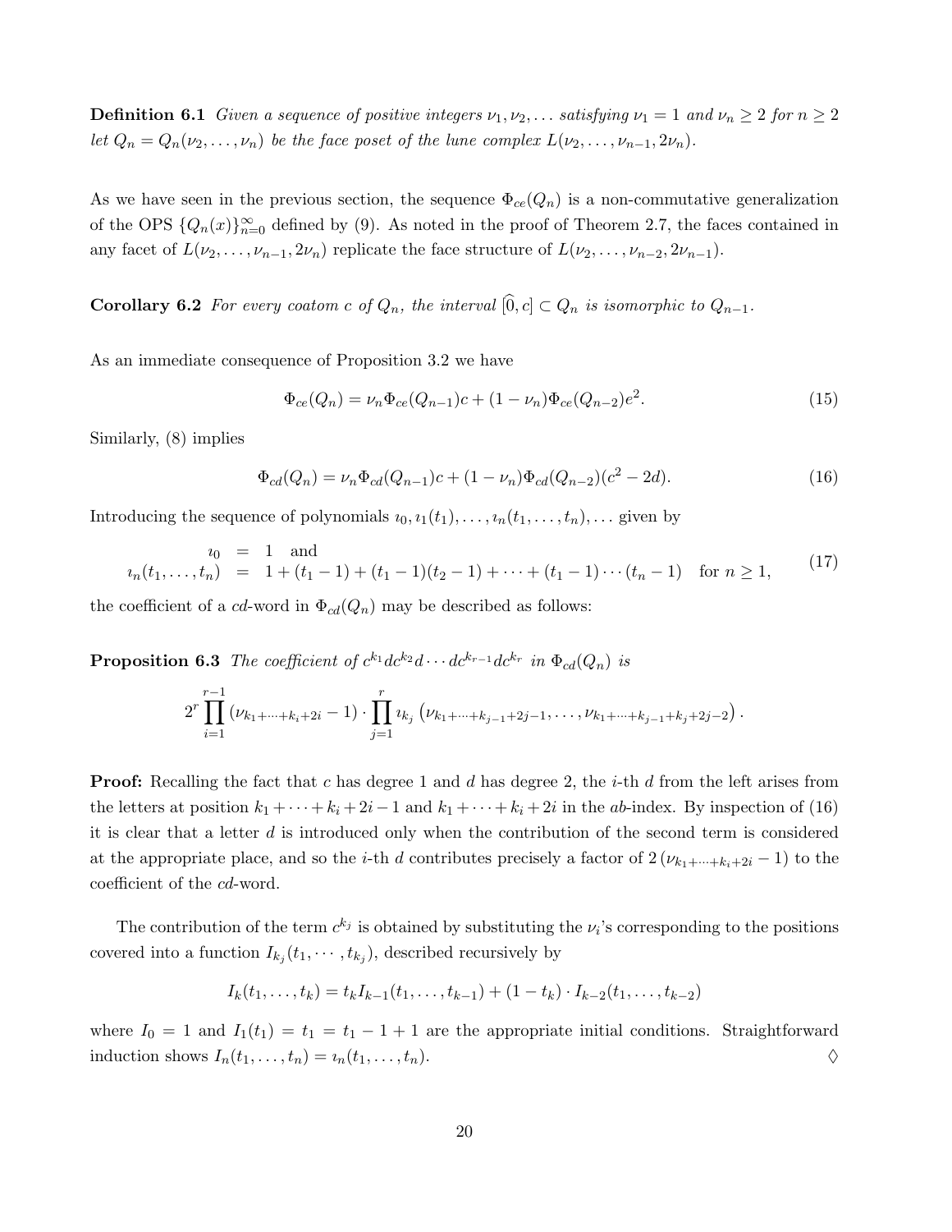**Definition 6.1** *Given a sequence of positive integers $\nu_1, \nu_2, \dots$ satisfying $\nu_1 = 1$ and $\nu_n \geq 2$ for $n \geq 2$ let $Q_n = Q_n(\nu_2, \dots, \nu_n)$ be the face poset of the lune complex $L(\nu_2, \dots, \nu_{n-1}, 2\nu_n)$.*

As we have seen in the previous section, the sequence $\Phi_{ce}(Q_n)$ is a non-commutative generalization of the OPS $\{Q_n(x)\}_{n=0}^{\infty}$ defined by (9). As noted in the proof of Theorem 2.7, the faces contained in any facet of $L(\nu_2, \dots, \nu_{n-1}, 2\nu_n)$ replicate the face structure of $L(\nu_2, \dots, \nu_{n-2}, 2\nu_{n-1})$.

**Corollary 6.2** *For every coatom $c$ of $Q_n$, the interval $[\widehat{0}, c] \subset Q_n$ is isomorphic to $Q_{n-1}$.*

As an immediate consequence of Proposition 3.2 we have

$$\Phi_{ce}(Q_n) = \nu_n \Phi_{ce}(Q_{n-1})c + (1 - \nu_n)\Phi_{ce}(Q_{n-2})e^2. \tag{15}$$

Similarly, (8) implies

$$\Phi_{cd}(Q_n) = \nu_n \Phi_{cd}(Q_{n-1})c + (1 - \nu_n)\Phi_{cd}(Q_{n-2})(c^2 - 2d). \tag{16}$$

Introducing the sequence of polynomials $\imath_0, \imath_1(t_1), \dots, \imath_n(t_1, \dots, t_n), \dots$ given by

$$\begin{aligned} \imath_0 &= 1 \quad \text{and} \\ \imath_n(t_1, \dots, t_n) &= 1 + (t_1 - 1) + (t_1 - 1)(t_2 - 1) + \cdots + (t_1 - 1)\cdots(t_n - 1) \quad \text{for } n \geq 1, \end{aligned} \tag{17}$$

the coefficient of a $cd$-word in $\Phi_{cd}(Q_n)$ may be described as follows:

**Proposition 6.3** *The coefficient of $c^{k_1}dc^{k_2}d\cdots dc^{k_{r-1}}dc^{k_r}$ in $\Phi_{cd}(Q_n)$ is*

$$2^r \prod_{i=1}^{r-1} (\nu_{k_1+\cdots+k_i+2i} - 1) \cdot \prod_{j=1}^{r} \imath_{k_j}\left(\nu_{k_1+\cdots+k_{j-1}+2j-1}, \dots, \nu_{k_1+\cdots+k_{j-1}+k_j+2j-2}\right).$$

**Proof:** Recalling the fact that $c$ has degree 1 and $d$ has degree 2, the $i$-th $d$ from the left arises from the letters at position $k_1 + \cdots + k_i + 2i - 1$ and $k_1 + \cdots + k_i + 2i$ in the $ab$-index. By inspection of (16) it is clear that a letter $d$ is introduced only when the contribution of the second term is considered at the appropriate place, and so the $i$-th $d$ contributes precisely a factor of $2(\nu_{k_1+\cdots+k_i+2i} - 1)$ to the coefficient of the $cd$-word.

The contribution of the term $c^{k_j}$ is obtained by substituting the $\nu_i$'s corresponding to the positions covered into a function $I_{k_j}(t_1, \cdots, t_{k_j})$, described recursively by

$$I_k(t_1, \dots, t_k) = t_k I_{k-1}(t_1, \dots, t_{k-1}) + (1 - t_k) \cdot I_{k-2}(t_1, \dots, t_{k-2})$$

where $I_0 = 1$ and $I_1(t_1) = t_1 = t_1 - 1 + 1$ are the appropriate initial conditions. Straightforward induction shows $I_n(t_1, \dots, t_n) = \imath_n(t_1, \dots, t_n)$. ◊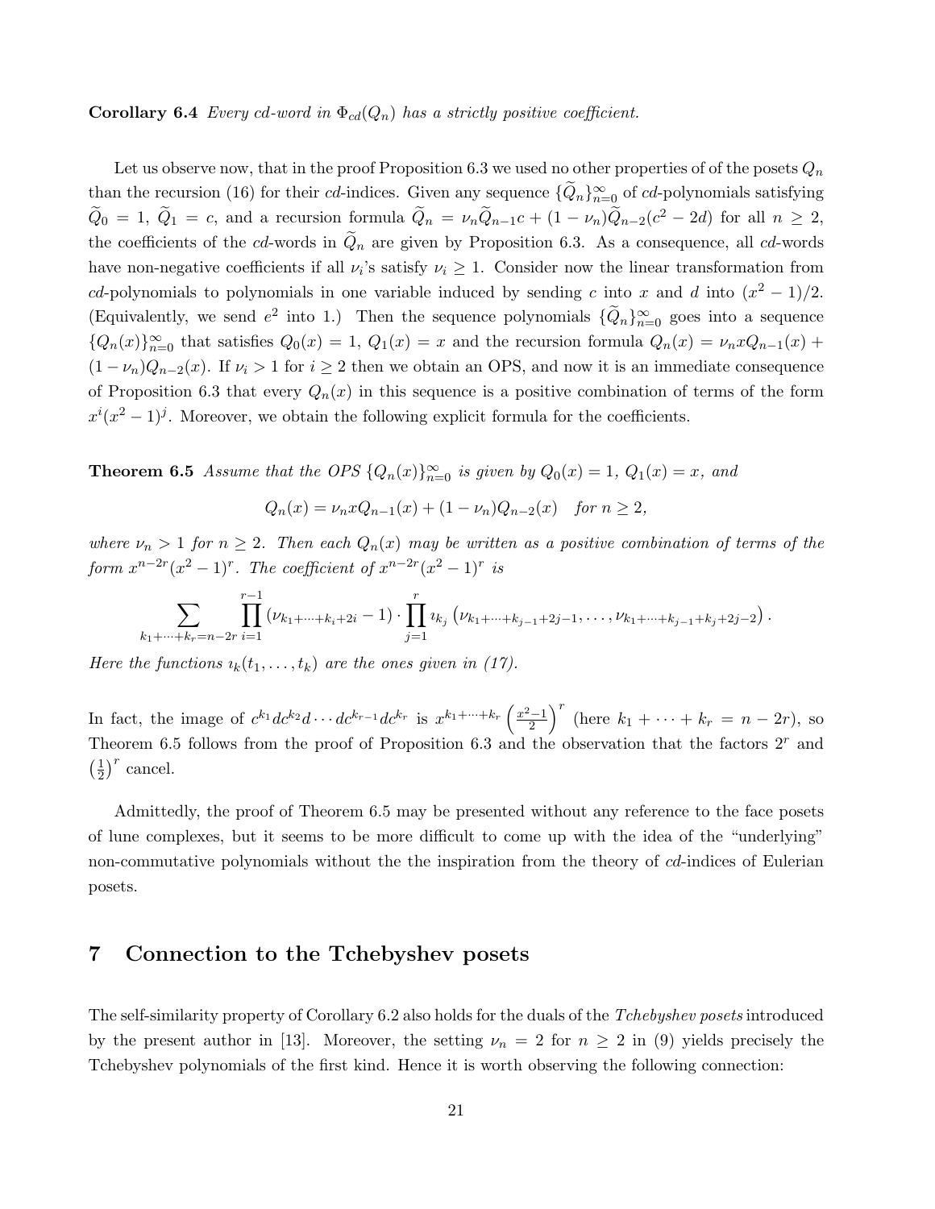**Corollary 6.4** *Every cd-word in $\Phi_{cd}(Q_n)$ has a strictly positive coefficient.*

Let us observe now, that in the proof Proposition 6.3 we used no other properties of of the posets $Q_n$ than the recursion (16) for their *cd*-indices. Given any sequence $\{\widetilde{Q}_n\}_{n=0}^{\infty}$ of *cd*-polynomials satisfying $\widetilde{Q}_0 = 1$, $\widetilde{Q}_1 = c$, and a recursion formula $\widetilde{Q}_n = \nu_n \widetilde{Q}_{n-1} c + (1-\nu_n)\widetilde{Q}_{n-2}(c^2 - 2d)$ for all $n \geq 2$, the coefficients of the *cd*-words in $\widetilde{Q}_n$ are given by Proposition 6.3. As a consequence, all *cd*-words have non-negative coefficients if all $\nu_i$'s satisfy $\nu_i \geq 1$. Consider now the linear transformation from *cd*-polynomials to polynomials in one variable induced by sending $c$ into $x$ and $d$ into $(x^2-1)/2$. (Equivalently, we send $e^2$ into 1.) Then the sequence polynomials $\{\widetilde{Q}_n\}_{n=0}^{\infty}$ goes into a sequence $\{Q_n(x)\}_{n=0}^{\infty}$ that satisfies $Q_0(x) = 1$, $Q_1(x) = x$ and the recursion formula $Q_n(x) = \nu_n x Q_{n-1}(x) + (1-\nu_n)Q_{n-2}(x)$. If $\nu_i > 1$ for $i \geq 2$ then we obtain an OPS, and now it is an immediate consequence of Proposition 6.3 that every $Q_n(x)$ in this sequence is a positive combination of terms of the form $x^i(x^2-1)^j$. Moreover, we obtain the following explicit formula for the coefficients.

**Theorem 6.5** *Assume that the OPS $\{Q_n(x)\}_{n=0}^{\infty}$ is given by $Q_0(x) = 1$, $Q_1(x) = x$, and*

$$Q_n(x) = \nu_n x Q_{n-1}(x) + (1-\nu_n)Q_{n-2}(x) \quad \text{for } n \geq 2,$$

*where $\nu_n > 1$ for $n \geq 2$. Then each $Q_n(x)$ may be written as a positive combination of terms of the form $x^{n-2r}(x^2-1)^r$. The coefficient of $x^{n-2r}(x^2-1)^r$ is*

$$\sum_{k_1+\cdots+k_r = n-2r} \prod_{i=1}^{r-1} (\nu_{k_1+\cdots+k_i+2i} - 1) \cdot \prod_{j=1}^{r} \imath_{k_j}\left(\nu_{k_1+\cdots+k_{j-1}+2j-1}, \ldots, \nu_{k_1+\cdots+k_{j-1}+k_j+2j-2}\right).$$

*Here the functions $\imath_k(t_1, \ldots, t_k)$ are the ones given in (17).*

In fact, the image of $c^{k_1}dc^{k_2}d\cdots dc^{k_{r-1}}dc^{k_r}$ is $x^{k_1+\cdots+k_r}\left(\frac{x^2-1}{2}\right)^r$ (here $k_1+\cdots+k_r = n-2r$), so Theorem 6.5 follows from the proof of Proposition 6.3 and the observation that the factors $2^r$ and $\left(\frac{1}{2}\right)^r$ cancel.

Admittedly, the proof of Theorem 6.5 may be presented without any reference to the face posets of lune complexes, but it seems to be more difficult to come up with the idea of the "underlying" non-commutative polynomials without the the inspiration from the theory of *cd*-indices of Eulerian posets.

## 7 Connection to the Tchebyshev posets

The self-similarity property of Corollary 6.2 also holds for the duals of the *Tchebyshev posets* introduced by the present author in [13]. Moreover, the setting $\nu_n = 2$ for $n \geq 2$ in (9) yields precisely the Tchebyshev polynomials of the first kind. Hence it is worth observing the following connection: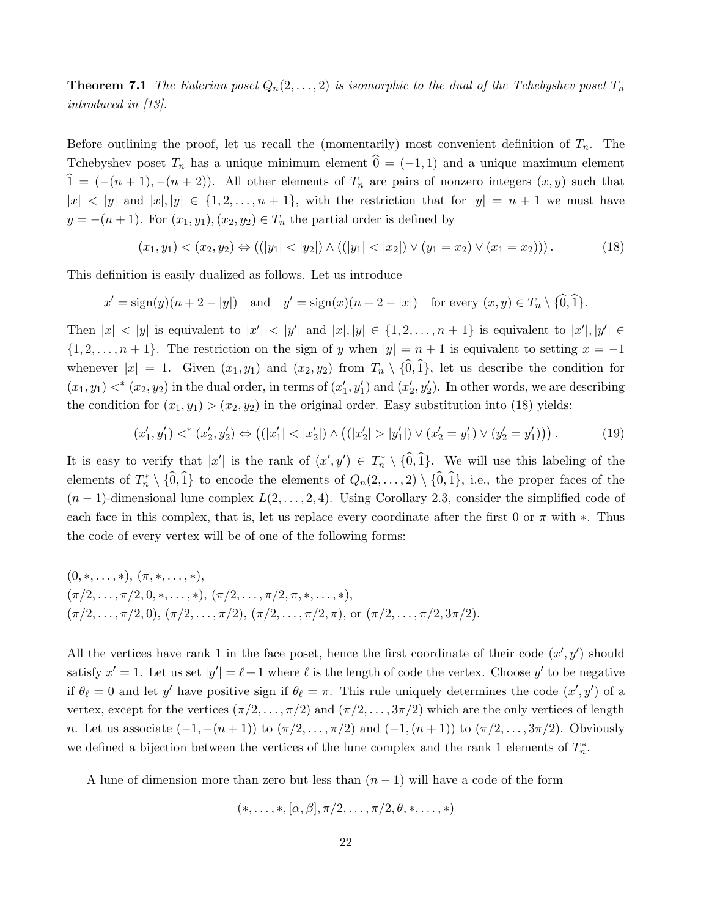**Theorem 7.1** *The Eulerian poset $Q_n(2,\ldots,2)$ is isomorphic to the dual of the Tchebyshev poset $T_n$ introduced in [13].*

Before outlining the proof, let us recall the (momentarily) most convenient definition of $T_n$. The Tchebyshev poset $T_n$ has a unique minimum element $\widehat{0} = (-1,1)$ and a unique maximum element $\widehat{1} = (-(n+1), -(n+2))$. All other elements of $T_n$ are pairs of nonzero integers $(x,y)$ such that $|x| < |y|$ and $|x|, |y| \in \{1,2,\ldots,n+1\}$, with the restriction that for $|y| = n+1$ we must have $y = -(n+1)$. For $(x_1,y_1),(x_2,y_2) \in T_n$ the partial order is defined by

$$(x_1,y_1) < (x_2,y_2) \Leftrightarrow ((|y_1| < |y_2|) \wedge ((|y_1| < |x_2|) \vee (y_1 = x_2) \vee (x_1 = x_2))). \tag{18}$$

This definition is easily dualized as follows. Let us introduce

$$x' = \operatorname{sign}(y)(n+2-|y|) \quad \text{and} \quad y' = \operatorname{sign}(x)(n+2-|x|) \quad \text{for every } (x,y) \in T_n \setminus \{\widehat{0},\widehat{1}\}.$$

Then $|x| < |y|$ is equivalent to $|x'| < |y'|$ and $|x|, |y| \in \{1,2,\ldots,n+1\}$ is equivalent to $|x'|, |y'| \in \{1,2,\ldots,n+1\}$. The restriction on the sign of $y$ when $|y| = n+1$ is equivalent to setting $x = -1$ whenever $|x| = 1$. Given $(x_1,y_1)$ and $(x_2,y_2)$ from $T_n \setminus \{\widehat{0},\widehat{1}\}$, let us describe the condition for $(x_1,y_1) <^* (x_2,y_2)$ in the dual order, in terms of $(x_1',y_1')$ and $(x_2',y_2')$. In other words, we are describing the condition for $(x_1,y_1) > (x_2,y_2)$ in the original order. Easy substitution into (18) yields:

$$(x_1',y_1') <^* (x_2',y_2') \Leftrightarrow \left((|x_1'| < |x_2'|) \wedge \left((|x_2'| > |y_1'|) \vee (x_2' = y_1') \vee (y_2' = y_1')\right)\right). \tag{19}$$

It is easy to verify that $|x'|$ is the rank of $(x',y') \in T_n^* \setminus \{\widehat{0},\widehat{1}\}$. We will use this labeling of the elements of $T_n^* \setminus \{\widehat{0},\widehat{1}\}$ to encode the elements of $Q_n(2,\ldots,2) \setminus \{\widehat{0},\widehat{1}\}$, i.e., the proper faces of the $(n-1)$-dimensional lune complex $L(2,\ldots,2,4)$. Using Corollary 2.3, consider the simplified code of each face in this complex, that is, let us replace every coordinate after the first 0 or $\pi$ with $*$. Thus the code of every vertex will be of one of the following forms:

$(0,*,\ldots,*)$, $(\pi,*,\ldots,*)$,
$(\pi/2,\ldots,\pi/2,0,*,\ldots,*)$, $(\pi/2,\ldots,\pi/2,\pi,*,\ldots,*)$,
$(\pi/2,\ldots,\pi/2,0)$, $(\pi/2,\ldots,\pi/2)$, $(\pi/2,\ldots,\pi/2,\pi)$, or $(\pi/2,\ldots,\pi/2,3\pi/2)$.

All the vertices have rank 1 in the face poset, hence the first coordinate of their code $(x',y')$ should satisfy $x' = 1$. Let us set $|y'| = \ell+1$ where $\ell$ is the length of code the vertex. Choose $y'$ to be negative if $\theta_\ell = 0$ and let $y'$ have positive sign if $\theta_\ell = \pi$. This rule uniquely determines the code $(x',y')$ of a vertex, except for the vertices $(\pi/2,\ldots,\pi/2)$ and $(\pi/2,\ldots,3\pi/2)$ which are the only vertices of length $n$. Let us associate $(-1,-(n+1))$ to $(\pi/2,\ldots,\pi/2)$ and $(-1,(n+1))$ to $(\pi/2,\ldots,3\pi/2)$. Obviously we defined a bijection between the vertices of the lune complex and the rank 1 elements of $T_n^*$.

A lune of dimension more than zero but less than $(n-1)$ will have a code of the form

$$(*,\ldots,*,[\alpha,\beta],\pi/2,\ldots,\pi/2,\theta,*,\ldots,*)$$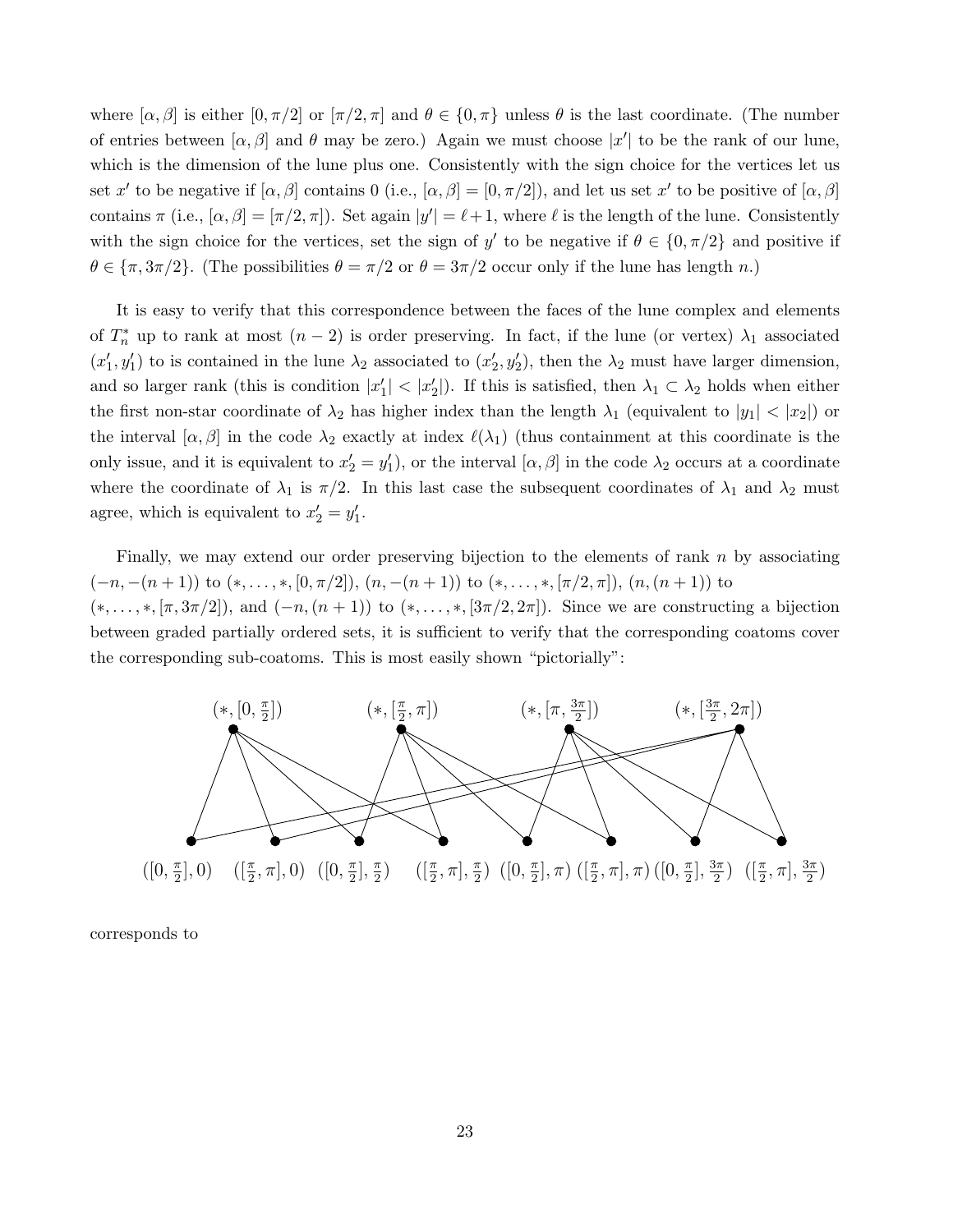where $[\alpha, \beta]$ is either $[0, \pi/2]$ or $[\pi/2, \pi]$ and $\theta \in \{0, \pi\}$ unless $\theta$ is the last coordinate. (The number of entries between $[\alpha, \beta]$ and $\theta$ may be zero.) Again we must choose $|x'|$ to be the rank of our lune, which is the dimension of the lune plus one. Consistently with the sign choice for the vertices let us set $x'$ to be negative if $[\alpha, \beta]$ contains 0 (i.e., $[\alpha, \beta] = [0, \pi/2]$), and let us set $x'$ to be positive of $[\alpha, \beta]$ contains $\pi$ (i.e., $[\alpha, \beta] = [\pi/2, \pi]$). Set again $|y'| = \ell + 1$, where $\ell$ is the length of the lune. Consistently with the sign choice for the vertices, set the sign of $y'$ to be negative if $\theta \in \{0, \pi/2\}$ and positive if $\theta \in \{\pi, 3\pi/2\}$. (The possibilities $\theta = \pi/2$ or $\theta = 3\pi/2$ occur only if the lune has length $n$.)

It is easy to verify that this correspondence between the faces of the lune complex and elements of $T_n^*$ up to rank at most $(n-2)$ is order preserving. In fact, if the lune (or vertex) $\lambda_1$ associated $(x_1', y_1')$ to is contained in the lune $\lambda_2$ associated to $(x_2', y_2')$, then the $\lambda_2$ must have larger dimension, and so larger rank (this is condition $|x_1'| < |x_2'|$). If this is satisfied, then $\lambda_1 \subset \lambda_2$ holds when either the first non-star coordinate of $\lambda_2$ has higher index than the length $\lambda_1$ (equivalent to $|y_1| < |x_2|$) or the interval $[\alpha, \beta]$ in the code $\lambda_2$ exactly at index $\ell(\lambda_1)$ (thus containment at this coordinate is the only issue, and it is equivalent to $x_2' = y_1'$), or the interval $[\alpha, \beta]$ in the code $\lambda_2$ occurs at a coordinate where the coordinate of $\lambda_1$ is $\pi/2$. In this last case the subsequent coordinates of $\lambda_1$ and $\lambda_2$ must agree, which is equivalent to $x_2' = y_1'$.

Finally, we may extend our order preserving bijection to the elements of rank $n$ by associating $(-n, -(n+1))$ to $(*, \ldots, *, [0, \pi/2])$, $(n, -(n+1))$ to $(*, \ldots, *, [\pi/2, \pi])$, $(n, (n+1))$ to $(*, \ldots, *, [\pi, 3\pi/2])$, and $(-n, (n+1))$ to $(*, \ldots, *, [3\pi/2, 2\pi])$. Since we are constructing a bijection between graded partially ordered sets, it is sufficient to verify that the corresponding coatoms cover the corresponding sub-coatoms. This is most easily shown "pictorially":

Top row: $(*, [0, \frac{\pi}{2}])$, $(*, [\frac{\pi}{2}, \pi])$, $(*, [\pi, \frac{3\pi}{2}])$, $(*, [\frac{3\pi}{2}, 2\pi])$

Bottom row: $([0, \frac{\pi}{2}], 0)$, $([\frac{\pi}{2}, \pi], 0)$, $([0, \frac{\pi}{2}], \frac{\pi}{2})$, $([\frac{\pi}{2}, \pi], \frac{\pi}{2})$, $([0, \frac{\pi}{2}], \pi)$, $([\frac{\pi}{2}, \pi], \pi)$, $([0, \frac{\pi}{2}], \frac{3\pi}{2})$, $([\frac{\pi}{2}, \pi], \frac{3\pi}{2})$

corresponds to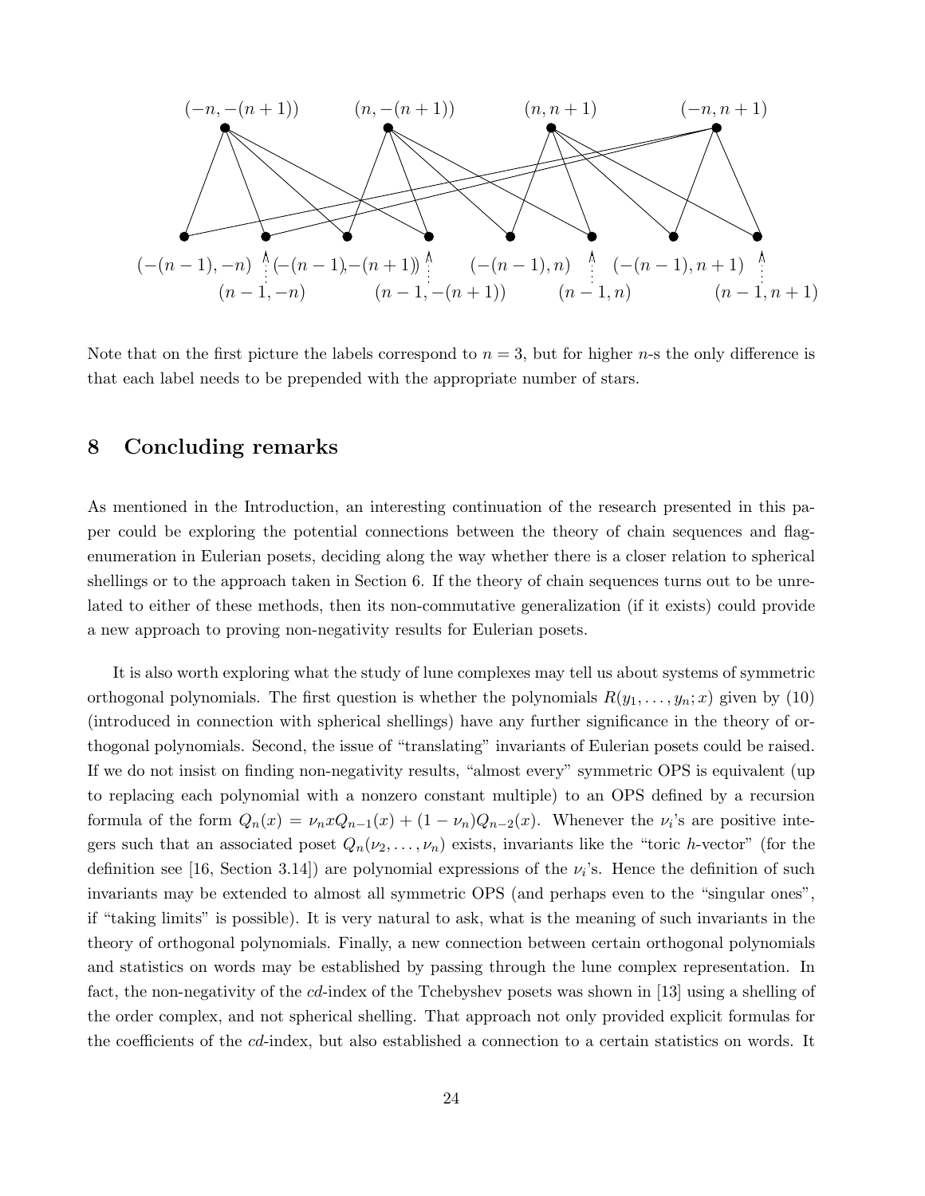Note that on the first picture the labels correspond to $n = 3$, but for higher $n$-s the only difference is that each label needs to be prepended with the appropriate number of stars.

## 8 Concluding remarks

As mentioned in the Introduction, an interesting continuation of the research presented in this paper could be exploring the potential connections between the theory of chain sequences and flag-enumeration in Eulerian posets, deciding along the way whether there is a closer relation to spherical shellings or to the approach taken in Section 6. If the theory of chain sequences turns out to be unrelated to either of these methods, then its non-commutative generalization (if it exists) could provide a new approach to proving non-negativity results for Eulerian posets.

It is also worth exploring what the study of lune complexes may tell us about systems of symmetric orthogonal polynomials. The first question is whether the polynomials $R(y_1, \ldots, y_n; x)$ given by (10) (introduced in connection with spherical shellings) have any further significance in the theory of orthogonal polynomials. Second, the issue of "translating" invariants of Eulerian posets could be raised. If we do not insist on finding non-negativity results, "almost every" symmetric OPS is equivalent (up to replacing each polynomial with a nonzero constant multiple) to an OPS defined by a recursion formula of the form $Q_n(x) = \nu_n x Q_{n-1}(x) + (1 - \nu_n) Q_{n-2}(x)$. Whenever the $\nu_i$'s are positive integers such that an associated poset $Q_n(\nu_2, \ldots, \nu_n)$ exists, invariants like the "toric $h$-vector" (for the definition see [16, Section 3.14]) are polynomial expressions of the $\nu_i$'s. Hence the definition of such invariants may be extended to almost all symmetric OPS (and perhaps even to the "singular ones", if "taking limits" is possible). It is very natural to ask, what is the meaning of such invariants in the theory of orthogonal polynomials. Finally, a new connection between certain orthogonal polynomials and statistics on words may be established by passing through the lune complex representation. In fact, the non-negativity of the $cd$-index of the Tchebyshev posets was shown in [13] using a shelling of the order complex, and not spherical shelling. That approach not only provided explicit formulas for the coefficients of the $cd$-index, but also established a connection to a certain statistics on words. It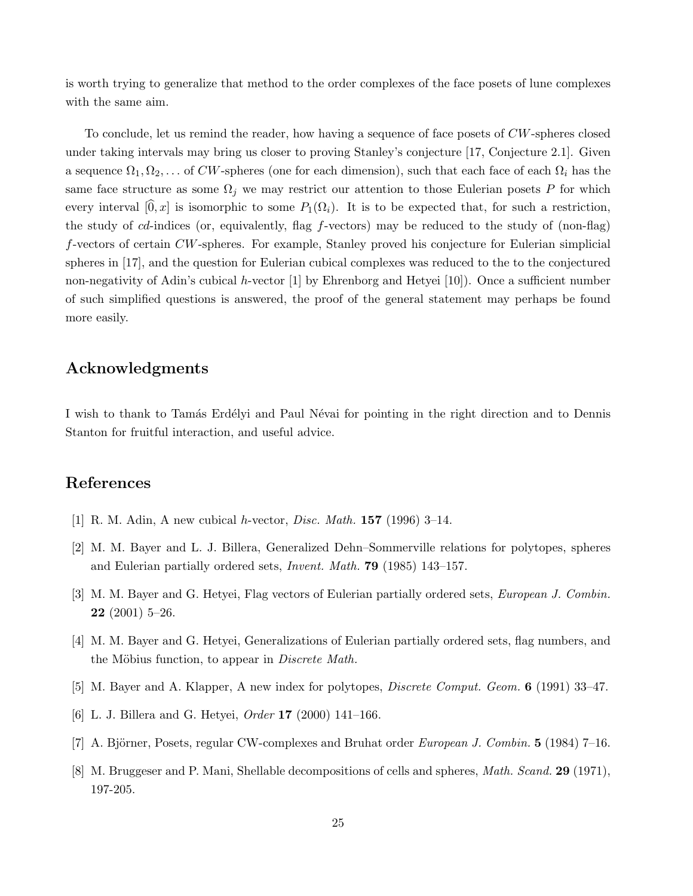is worth trying to generalize that method to the order complexes of the face posets of lune complexes with the same aim.

To conclude, let us remind the reader, how having a sequence of face posets of $CW$-spheres closed under taking intervals may bring us closer to proving Stanley's conjecture [17, Conjecture 2.1]. Given a sequence $\Omega_1, \Omega_2, \ldots$ of $CW$-spheres (one for each dimension), such that each face of each $\Omega_i$ has the same face structure as some $\Omega_j$ we may restrict our attention to those Eulerian posets $P$ for which every interval $[\widehat{0}, x]$ is isomorphic to some $P_1(\Omega_i)$. It is to be expected that, for such a restriction, the study of $cd$-indices (or, equivalently, flag $f$-vectors) may be reduced to the study of (non-flag) $f$-vectors of certain $CW$-spheres. For example, Stanley proved his conjecture for Eulerian simplicial spheres in [17], and the question for Eulerian cubical complexes was reduced to the to the conjectured non-negativity of Adin's cubical $h$-vector [1] by Ehrenborg and Hetyei [10]). Once a sufficient number of such simplified questions is answered, the proof of the general statement may perhaps be found more easily.

## Acknowledgments

I wish to thank to Tamás Erdélyi and Paul Névai for pointing in the right direction and to Dennis Stanton for fruitful interaction, and useful advice.

## References

[1] R. M. Adin, A new cubical $h$-vector, *Disc. Math.* **157** (1996) 3–14.

[2] M. M. Bayer and L. J. Billera, Generalized Dehn–Sommerville relations for polytopes, spheres and Eulerian partially ordered sets, *Invent. Math.* **79** (1985) 143–157.

[3] M. M. Bayer and G. Hetyei, Flag vectors of Eulerian partially ordered sets, *European J. Combin.* **22** (2001) 5–26.

[4] M. M. Bayer and G. Hetyei, Generalizations of Eulerian partially ordered sets, flag numbers, and the Möbius function, to appear in *Discrete Math.*

[5] M. Bayer and A. Klapper, A new index for polytopes, *Discrete Comput. Geom.* **6** (1991) 33–47.

[6] L. J. Billera and G. Hetyei, *Order* **17** (2000) 141–166.

[7] A. Björner, Posets, regular CW-complexes and Bruhat order *European J. Combin.* **5** (1984) 7–16.

[8] M. Bruggeser and P. Mani, Shellable decompositions of cells and spheres, *Math. Scand.* **29** (1971), 197-205.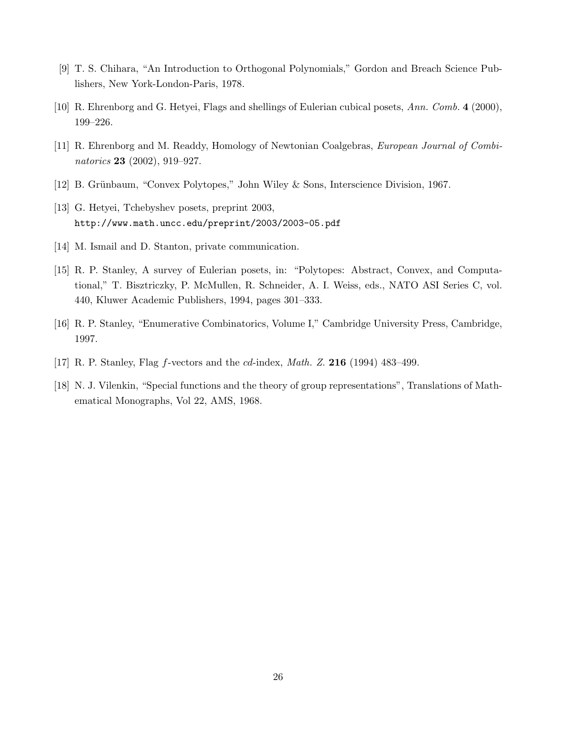[9] T. S. Chihara, "An Introduction to Orthogonal Polynomials," Gordon and Breach Science Publishers, New York-London-Paris, 1978.

[10] R. Ehrenborg and G. Hetyei, Flags and shellings of Eulerian cubical posets, *Ann. Comb.* **4** (2000), 199–226.

[11] R. Ehrenborg and M. Readdy, Homology of Newtonian Coalgebras, *European Journal of Combinatorics* **23** (2002), 919–927.

[12] B. Grünbaum, "Convex Polytopes," John Wiley & Sons, Interscience Division, 1967.

[13] G. Hetyei, Tchebyshev posets, preprint 2003,
`http://www.math.uncc.edu/preprint/2003/2003-05.pdf`

[14] M. Ismail and D. Stanton, private communication.

[15] R. P. Stanley, A survey of Eulerian posets, in: "Polytopes: Abstract, Convex, and Computational," T. Bisztriczky, P. McMullen, R. Schneider, A. I. Weiss, eds., NATO ASI Series C, vol. 440, Kluwer Academic Publishers, 1994, pages 301–333.

[16] R. P. Stanley, "Enumerative Combinatorics, Volume I," Cambridge University Press, Cambridge, 1997.

[17] R. P. Stanley, Flag $f$-vectors and the *cd*-index, *Math. Z.* **216** (1994) 483–499.

[18] N. J. Vilenkin, "Special functions and the theory of group representations", Translations of Mathematical Monographs, Vol 22, AMS, 1968.